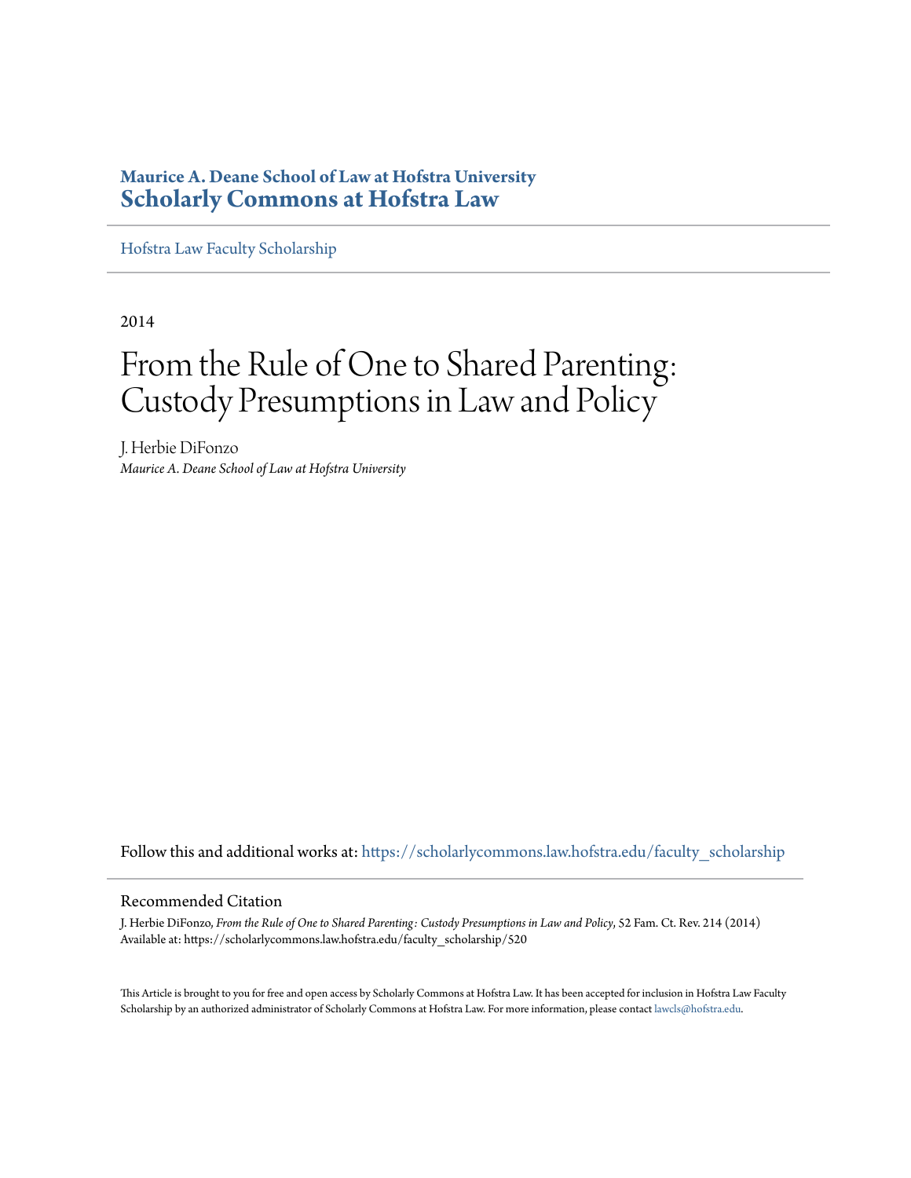**Maurice A. Deane School of Law at Hofstra University**
**Scholarly Commons at Hofstra Law**

Hofstra Law Faculty Scholarship

2014

# From the Rule of One to Shared Parenting: Custody Presumptions in Law and Policy

J. Herbie DiFonzo
*Maurice A. Deane School of Law at Hofstra University*

Follow this and additional works at: https://scholarlycommons.law.hofstra.edu/faculty_scholarship

## Recommended Citation

J. Herbie DiFonzo, *From the Rule of One to Shared Parenting: Custody Presumptions in Law and Policy*, 52 Fam. Ct. Rev. 214 (2014)
Available at: https://scholarlycommons.law.hofstra.edu/faculty_scholarship/520

This Article is brought to you for free and open access by Scholarly Commons at Hofstra Law. It has been accepted for inclusion in Hofstra Law Faculty Scholarship by an authorized administrator of Scholarly Commons at Hofstra Law. For more information, please contact lawcls@hofstra.edu.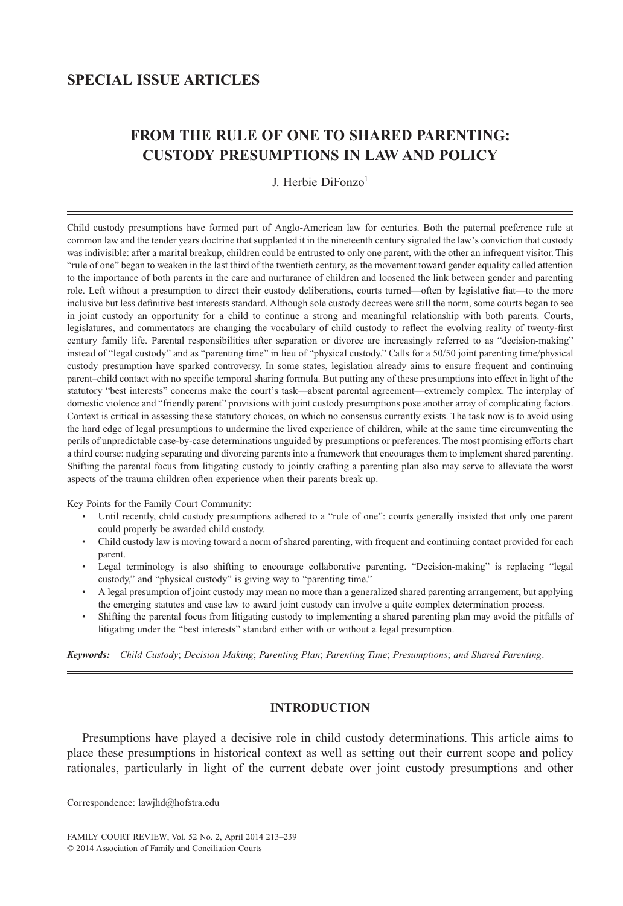## SPECIAL ISSUE ARTICLES

# FROM THE RULE OF ONE TO SHARED PARENTING: CUSTODY PRESUMPTIONS IN LAW AND POLICY

J. Herbie DiFonzo[1]

Child custody presumptions have formed part of Anglo-American law for centuries. Both the paternal preference rule at common law and the tender years doctrine that supplanted it in the nineteenth century signaled the law's conviction that custody was indivisible: after a marital breakup, children could be entrusted to only one parent, with the other an infrequent visitor. This "rule of one" began to weaken in the last third of the twentieth century, as the movement toward gender equality called attention to the importance of both parents in the care and nurturance of children and loosened the link between gender and parenting role. Left without a presumption to direct their custody deliberations, courts turned—often by legislative fiat—to the more inclusive but less definitive best interests standard. Although sole custody decrees were still the norm, some courts began to see in joint custody an opportunity for a child to continue a strong and meaningful relationship with both parents. Courts, legislatures, and commentators are changing the vocabulary of child custody to reflect the evolving reality of twenty-first century family life. Parental responsibilities after separation or divorce are increasingly referred to as "decision-making" instead of "legal custody" and as "parenting time" in lieu of "physical custody." Calls for a 50/50 joint parenting time/physical custody presumption have sparked controversy. In some states, legislation already aims to ensure frequent and continuing parent–child contact with no specific temporal sharing formula. But putting any of these presumptions into effect in light of the statutory "best interests" concerns make the court's task—absent parental agreement—extremely complex. The interplay of domestic violence and "friendly parent" provisions with joint custody presumptions pose another array of complicating factors. Context is critical in assessing these statutory choices, on which no consensus currently exists. The task now is to avoid using the hard edge of legal presumptions to undermine the lived experience of children, while at the same time circumventing the perils of unpredictable case-by-case determinations unguided by presumptions or preferences. The most promising efforts chart a third course: nudging separating and divorcing parents into a framework that encourages them to implement shared parenting. Shifting the parental focus from litigating custody to jointly crafting a parenting plan also may serve to alleviate the worst aspects of the trauma children often experience when their parents break up.

Key Points for the Family Court Community:

- Until recently, child custody presumptions adhered to a "rule of one": courts generally insisted that only one parent could properly be awarded child custody.
- Child custody law is moving toward a norm of shared parenting, with frequent and continuing contact provided for each parent.
- Legal terminology is also shifting to encourage collaborative parenting. "Decision-making" is replacing "legal custody," and "physical custody" is giving way to "parenting time."
- A legal presumption of joint custody may mean no more than a generalized shared parenting arrangement, but applying the emerging statutes and case law to award joint custody can involve a quite complex determination process.
- Shifting the parental focus from litigating custody to implementing a shared parenting plan may avoid the pitfalls of litigating under the "best interests" standard either with or without a legal presumption.

***Keywords:*** *Child Custody*; *Decision Making*; *Parenting Plan*; *Parenting Time*; *Presumptions*; *and Shared Parenting*.

## INTRODUCTION

Presumptions have played a decisive role in child custody determinations. This article aims to place these presumptions in historical context as well as setting out their current scope and policy rationales, particularly in light of the current debate over joint custody presumptions and other

Correspondence: lawjhd@hofstra.edu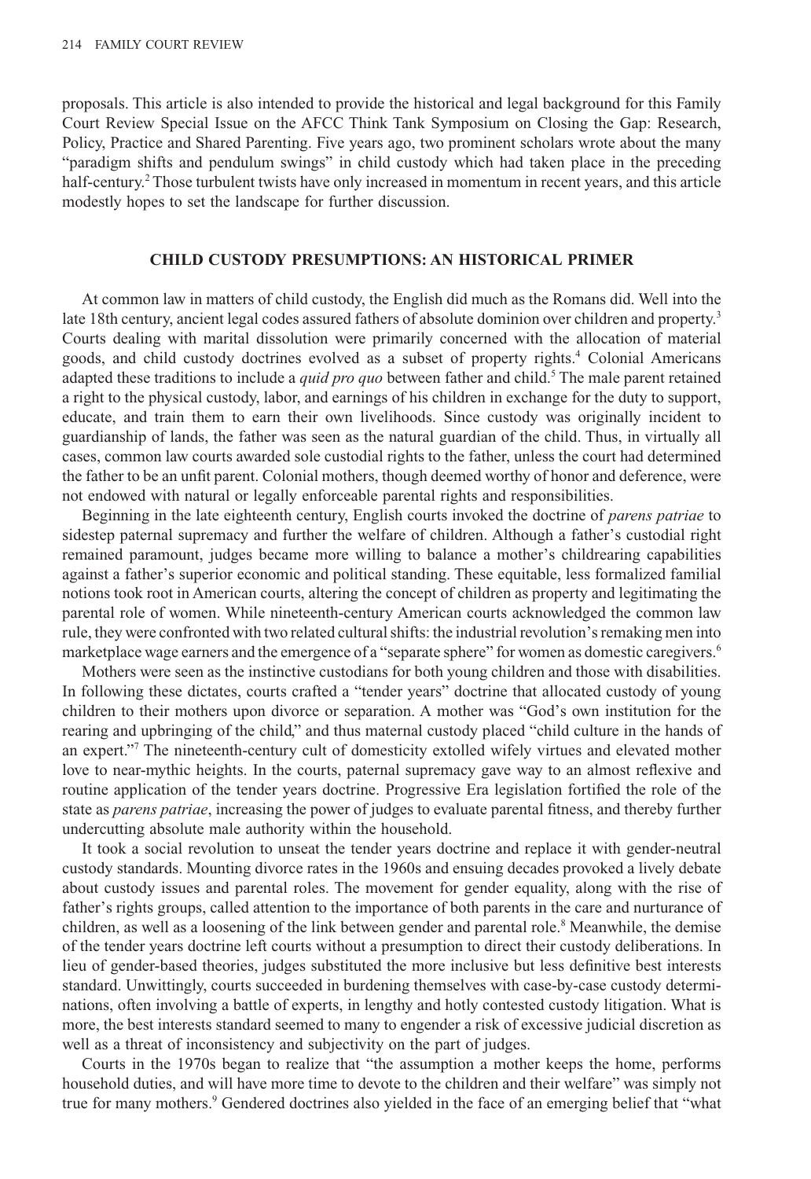proposals. This article is also intended to provide the historical and legal background for this Family Court Review Special Issue on the AFCC Think Tank Symposium on Closing the Gap: Research, Policy, Practice and Shared Parenting. Five years ago, two prominent scholars wrote about the many "paradigm shifts and pendulum swings" in child custody which had taken place in the preceding half-century.[2] Those turbulent twists have only increased in momentum in recent years, and this article modestly hopes to set the landscape for further discussion.

## CHILD CUSTODY PRESUMPTIONS: AN HISTORICAL PRIMER

At common law in matters of child custody, the English did much as the Romans did. Well into the late 18th century, ancient legal codes assured fathers of absolute dominion over children and property.[3] Courts dealing with marital dissolution were primarily concerned with the allocation of material goods, and child custody doctrines evolved as a subset of property rights.[4] Colonial Americans adapted these traditions to include a *quid pro quo* between father and child.[5] The male parent retained a right to the physical custody, labor, and earnings of his children in exchange for the duty to support, educate, and train them to earn their own livelihoods. Since custody was originally incident to guardianship of lands, the father was seen as the natural guardian of the child. Thus, in virtually all cases, common law courts awarded sole custodial rights to the father, unless the court had determined the father to be an unfit parent. Colonial mothers, though deemed worthy of honor and deference, were not endowed with natural or legally enforceable parental rights and responsibilities.

Beginning in the late eighteenth century, English courts invoked the doctrine of *parens patriae* to sidestep paternal supremacy and further the welfare of children. Although a father's custodial right remained paramount, judges became more willing to balance a mother's childrearing capabilities against a father's superior economic and political standing. These equitable, less formalized familial notions took root in American courts, altering the concept of children as property and legitimating the parental role of women. While nineteenth-century American courts acknowledged the common law rule, they were confronted with two related cultural shifts: the industrial revolution's remaking men into marketplace wage earners and the emergence of a "separate sphere" for women as domestic caregivers.[6]

Mothers were seen as the instinctive custodians for both young children and those with disabilities. In following these dictates, courts crafted a "tender years" doctrine that allocated custody of young children to their mothers upon divorce or separation. A mother was "God's own institution for the rearing and upbringing of the child," and thus maternal custody placed "child culture in the hands of an expert."[7] The nineteenth-century cult of domesticity extolled wifely virtues and elevated mother love to near-mythic heights. In the courts, paternal supremacy gave way to an almost reflexive and routine application of the tender years doctrine. Progressive Era legislation fortified the role of the state as *parens patriae*, increasing the power of judges to evaluate parental fitness, and thereby further undercutting absolute male authority within the household.

It took a social revolution to unseat the tender years doctrine and replace it with gender-neutral custody standards. Mounting divorce rates in the 1960s and ensuing decades provoked a lively debate about custody issues and parental roles. The movement for gender equality, along with the rise of father's rights groups, called attention to the importance of both parents in the care and nurturance of children, as well as a loosening of the link between gender and parental role.[8] Meanwhile, the demise of the tender years doctrine left courts without a presumption to direct their custody deliberations. In lieu of gender-based theories, judges substituted the more inclusive but less definitive best interests standard. Unwittingly, courts succeeded in burdening themselves with case-by-case custody determinations, often involving a battle of experts, in lengthy and hotly contested custody litigation. What is more, the best interests standard seemed to many to engender a risk of excessive judicial discretion as well as a threat of inconsistency and subjectivity on the part of judges.

Courts in the 1970s began to realize that "the assumption a mother keeps the home, performs household duties, and will have more time to devote to the children and their welfare" was simply not true for many mothers.[9] Gendered doctrines also yielded in the face of an emerging belief that "what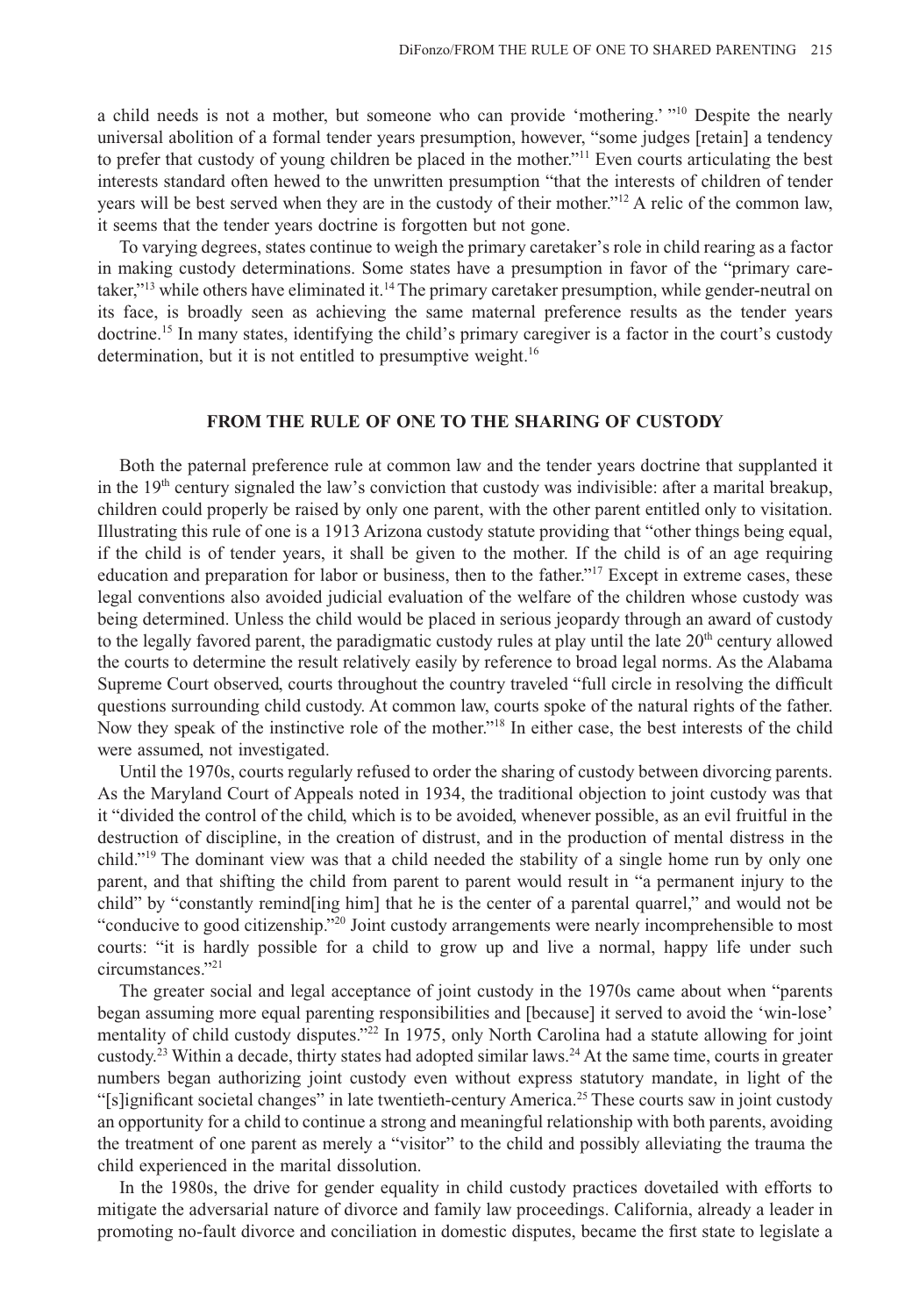a child needs is not a mother, but someone who can provide 'mothering.' "[10] Despite the nearly universal abolition of a formal tender years presumption, however, "some judges [retain] a tendency to prefer that custody of young children be placed in the mother."[11] Even courts articulating the best interests standard often hewed to the unwritten presumption "that the interests of children of tender years will be best served when they are in the custody of their mother."[12] A relic of the common law, it seems that the tender years doctrine is forgotten but not gone.

To varying degrees, states continue to weigh the primary caretaker's role in child rearing as a factor in making custody determinations. Some states have a presumption in favor of the "primary caretaker,"[13] while others have eliminated it.[14] The primary caretaker presumption, while gender-neutral on its face, is broadly seen as achieving the same maternal preference results as the tender years doctrine.[15] In many states, identifying the child's primary caregiver is a factor in the court's custody determination, but it is not entitled to presumptive weight.[16]

## FROM THE RULE OF ONE TO THE SHARING OF CUSTODY

Both the paternal preference rule at common law and the tender years doctrine that supplanted it in the 19th century signaled the law's conviction that custody was indivisible: after a marital breakup, children could properly be raised by only one parent, with the other parent entitled only to visitation. Illustrating this rule of one is a 1913 Arizona custody statute providing that "other things being equal, if the child is of tender years, it shall be given to the mother. If the child is of an age requiring education and preparation for labor or business, then to the father."[17] Except in extreme cases, these legal conventions also avoided judicial evaluation of the welfare of the children whose custody was being determined. Unless the child would be placed in serious jeopardy through an award of custody to the legally favored parent, the paradigmatic custody rules at play until the late 20th century allowed the courts to determine the result relatively easily by reference to broad legal norms. As the Alabama Supreme Court observed, courts throughout the country traveled "full circle in resolving the difficult questions surrounding child custody. At common law, courts spoke of the natural rights of the father. Now they speak of the instinctive role of the mother."[18] In either case, the best interests of the child were assumed, not investigated.

Until the 1970s, courts regularly refused to order the sharing of custody between divorcing parents. As the Maryland Court of Appeals noted in 1934, the traditional objection to joint custody was that it "divided the control of the child, which is to be avoided, whenever possible, as an evil fruitful in the destruction of discipline, in the creation of distrust, and in the production of mental distress in the child."[19] The dominant view was that a child needed the stability of a single home run by only one parent, and that shifting the child from parent to parent would result in "a permanent injury to the child" by "constantly remind[ing him] that he is the center of a parental quarrel," and would not be "conducive to good citizenship."[20] Joint custody arrangements were nearly incomprehensible to most courts: "it is hardly possible for a child to grow up and live a normal, happy life under such circumstances."[21]

The greater social and legal acceptance of joint custody in the 1970s came about when "parents began assuming more equal parenting responsibilities and [because] it served to avoid the 'win-lose' mentality of child custody disputes."[22] In 1975, only North Carolina had a statute allowing for joint custody.[23] Within a decade, thirty states had adopted similar laws.[24] At the same time, courts in greater numbers began authorizing joint custody even without express statutory mandate, in light of the "[s]ignificant societal changes" in late twentieth-century America.[25] These courts saw in joint custody an opportunity for a child to continue a strong and meaningful relationship with both parents, avoiding the treatment of one parent as merely a "visitor" to the child and possibly alleviating the trauma the child experienced in the marital dissolution.

In the 1980s, the drive for gender equality in child custody practices dovetailed with efforts to mitigate the adversarial nature of divorce and family law proceedings. California, already a leader in promoting no-fault divorce and conciliation in domestic disputes, became the first state to legislate a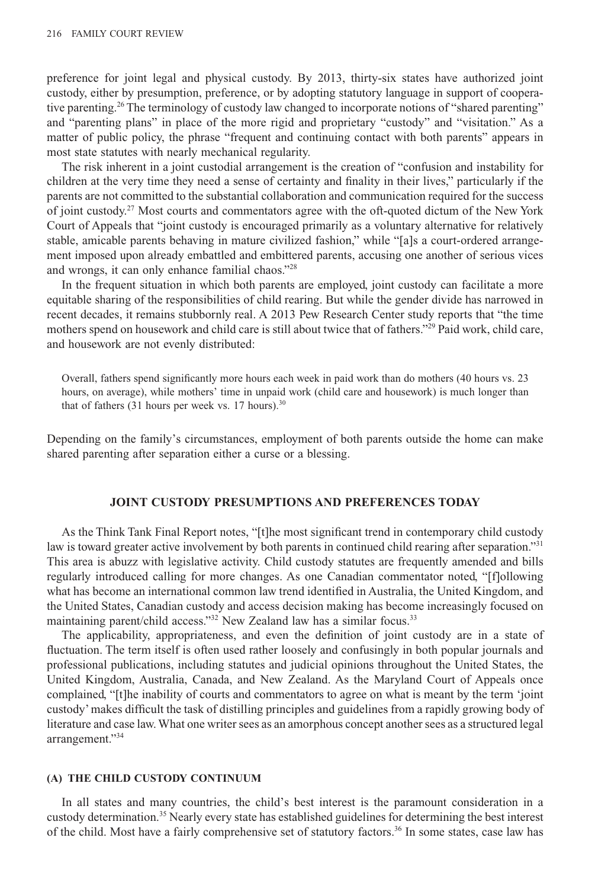preference for joint legal and physical custody. By 2013, thirty-six states have authorized joint custody, either by presumption, preference, or by adopting statutory language in support of cooperative parenting.[26] The terminology of custody law changed to incorporate notions of "shared parenting" and "parenting plans" in place of the more rigid and proprietary "custody" and "visitation." As a matter of public policy, the phrase "frequent and continuing contact with both parents" appears in most state statutes with nearly mechanical regularity.

The risk inherent in a joint custodial arrangement is the creation of "confusion and instability for children at the very time they need a sense of certainty and finality in their lives," particularly if the parents are not committed to the substantial collaboration and communication required for the success of joint custody.[27] Most courts and commentators agree with the oft-quoted dictum of the New York Court of Appeals that "joint custody is encouraged primarily as a voluntary alternative for relatively stable, amicable parents behaving in mature civilized fashion," while "[a]s a court-ordered arrangement imposed upon already embattled and embittered parents, accusing one another of serious vices and wrongs, it can only enhance familial chaos."[28]

In the frequent situation in which both parents are employed, joint custody can facilitate a more equitable sharing of the responsibilities of child rearing. But while the gender divide has narrowed in recent decades, it remains stubbornly real. A 2013 Pew Research Center study reports that "the time mothers spend on housework and child care is still about twice that of fathers."[29] Paid work, child care, and housework are not evenly distributed:

> Overall, fathers spend significantly more hours each week in paid work than do mothers (40 hours vs. 23 hours, on average), while mothers' time in unpaid work (child care and housework) is much longer than that of fathers (31 hours per week vs. 17 hours).[30]

Depending on the family's circumstances, employment of both parents outside the home can make shared parenting after separation either a curse or a blessing.

## JOINT CUSTODY PRESUMPTIONS AND PREFERENCES TODAY

As the Think Tank Final Report notes, "[t]he most significant trend in contemporary child custody law is toward greater active involvement by both parents in continued child rearing after separation."[31] This area is abuzz with legislative activity. Child custody statutes are frequently amended and bills regularly introduced calling for more changes. As one Canadian commentator noted, "[f]ollowing what has become an international common law trend identified in Australia, the United Kingdom, and the United States, Canadian custody and access decision making has become increasingly focused on maintaining parent/child access."[32] New Zealand law has a similar focus.[33]

The applicability, appropriateness, and even the definition of joint custody are in a state of fluctuation. The term itself is often used rather loosely and confusingly in both popular journals and professional publications, including statutes and judicial opinions throughout the United States, the United Kingdom, Australia, Canada, and New Zealand. As the Maryland Court of Appeals once complained, "[t]he inability of courts and commentators to agree on what is meant by the term 'joint custody' makes difficult the task of distilling principles and guidelines from a rapidly growing body of literature and case law. What one writer sees as an amorphous concept another sees as a structured legal arrangement."[34]

### (A) THE CHILD CUSTODY CONTINUUM

In all states and many countries, the child's best interest is the paramount consideration in a custody determination.[35] Nearly every state has established guidelines for determining the best interest of the child. Most have a fairly comprehensive set of statutory factors.[36] In some states, case law has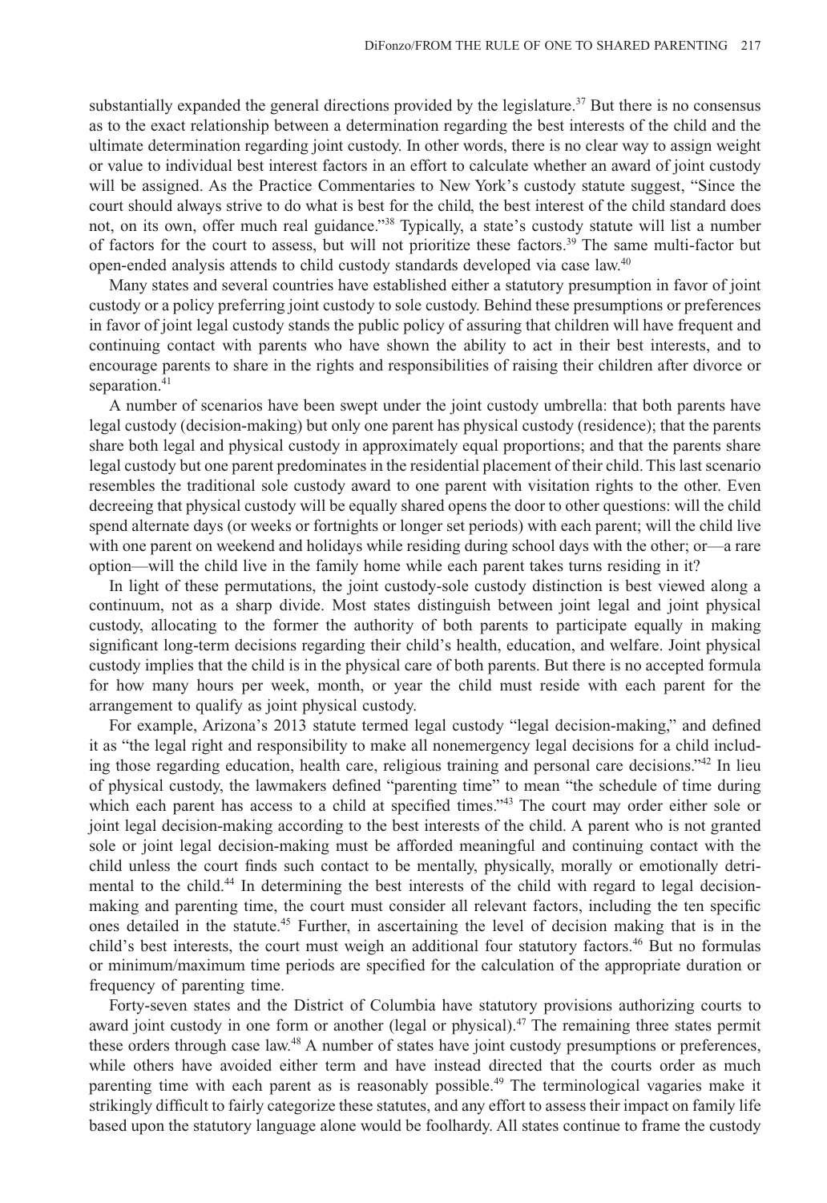substantially expanded the general directions provided by the legislature.[37] But there is no consensus as to the exact relationship between a determination regarding the best interests of the child and the ultimate determination regarding joint custody. In other words, there is no clear way to assign weight or value to individual best interest factors in an effort to calculate whether an award of joint custody will be assigned. As the Practice Commentaries to New York's custody statute suggest, "Since the court should always strive to do what is best for the child, the best interest of the child standard does not, on its own, offer much real guidance."[38] Typically, a state's custody statute will list a number of factors for the court to assess, but will not prioritize these factors.[39] The same multi-factor but open-ended analysis attends to child custody standards developed via case law.[40]

Many states and several countries have established either a statutory presumption in favor of joint custody or a policy preferring joint custody to sole custody. Behind these presumptions or preferences in favor of joint legal custody stands the public policy of assuring that children will have frequent and continuing contact with parents who have shown the ability to act in their best interests, and to encourage parents to share in the rights and responsibilities of raising their children after divorce or separation.[41]

A number of scenarios have been swept under the joint custody umbrella: that both parents have legal custody (decision-making) but only one parent has physical custody (residence); that the parents share both legal and physical custody in approximately equal proportions; and that the parents share legal custody but one parent predominates in the residential placement of their child. This last scenario resembles the traditional sole custody award to one parent with visitation rights to the other. Even decreeing that physical custody will be equally shared opens the door to other questions: will the child spend alternate days (or weeks or fortnights or longer set periods) with each parent; will the child live with one parent on weekend and holidays while residing during school days with the other; or—a rare option—will the child live in the family home while each parent takes turns residing in it?

In light of these permutations, the joint custody-sole custody distinction is best viewed along a continuum, not as a sharp divide. Most states distinguish between joint legal and joint physical custody, allocating to the former the authority of both parents to participate equally in making significant long-term decisions regarding their child's health, education, and welfare. Joint physical custody implies that the child is in the physical care of both parents. But there is no accepted formula for how many hours per week, month, or year the child must reside with each parent for the arrangement to qualify as joint physical custody.

For example, Arizona's 2013 statute termed legal custody "legal decision-making," and defined it as "the legal right and responsibility to make all nonemergency legal decisions for a child including those regarding education, health care, religious training and personal care decisions."[42] In lieu of physical custody, the lawmakers defined "parenting time" to mean "the schedule of time during which each parent has access to a child at specified times."[43] The court may order either sole or joint legal decision-making according to the best interests of the child. A parent who is not granted sole or joint legal decision-making must be afforded meaningful and continuing contact with the child unless the court finds such contact to be mentally, physically, morally or emotionally detrimental to the child.[44] In determining the best interests of the child with regard to legal decision-making and parenting time, the court must consider all relevant factors, including the ten specific ones detailed in the statute.[45] Further, in ascertaining the level of decision making that is in the child's best interests, the court must weigh an additional four statutory factors.[46] But no formulas or minimum/maximum time periods are specified for the calculation of the appropriate duration or frequency of parenting time.

Forty-seven states and the District of Columbia have statutory provisions authorizing courts to award joint custody in one form or another (legal or physical).[47] The remaining three states permit these orders through case law.[48] A number of states have joint custody presumptions or preferences, while others have avoided either term and have instead directed that the courts order as much parenting time with each parent as is reasonably possible.[49] The terminological vagaries make it strikingly difficult to fairly categorize these statutes, and any effort to assess their impact on family life based upon the statutory language alone would be foolhardy. All states continue to frame the custody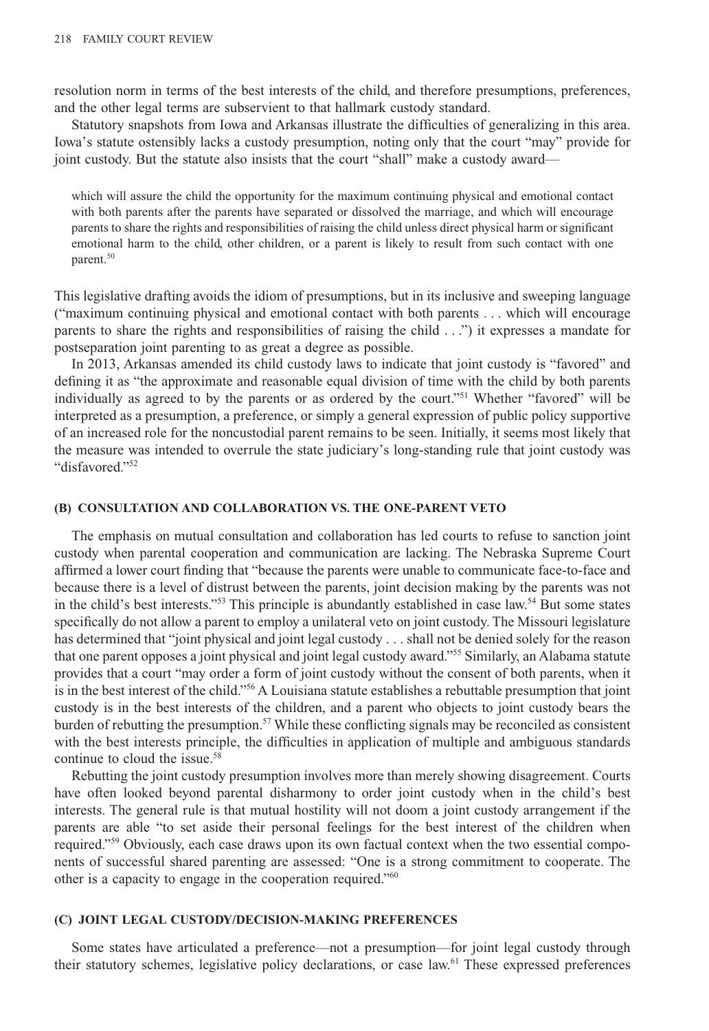resolution norm in terms of the best interests of the child, and therefore presumptions, preferences, and the other legal terms are subservient to that hallmark custody standard.

Statutory snapshots from Iowa and Arkansas illustrate the difficulties of generalizing in this area. Iowa's statute ostensibly lacks a custody presumption, noting only that the court "may" provide for joint custody. But the statute also insists that the court "shall" make a custody award—

> which will assure the child the opportunity for the maximum continuing physical and emotional contact with both parents after the parents have separated or dissolved the marriage, and which will encourage parents to share the rights and responsibilities of raising the child unless direct physical harm or significant emotional harm to the child, other children, or a parent is likely to result from such contact with one parent.[50]

This legislative drafting avoids the idiom of presumptions, but in its inclusive and sweeping language ("maximum continuing physical and emotional contact with both parents . . . which will encourage parents to share the rights and responsibilities of raising the child . . .") it expresses a mandate for postseparation joint parenting to as great a degree as possible.

In 2013, Arkansas amended its child custody laws to indicate that joint custody is "favored" and defining it as "the approximate and reasonable equal division of time with the child by both parents individually as agreed to by the parents or as ordered by the court."[51] Whether "favored" will be interpreted as a presumption, a preference, or simply a general expression of public policy supportive of an increased role for the noncustodial parent remains to be seen. Initially, it seems most likely that the measure was intended to overrule the state judiciary's long-standing rule that joint custody was "disfavored."[52]

### (B) CONSULTATION AND COLLABORATION VS. THE ONE-PARENT VETO

The emphasis on mutual consultation and collaboration has led courts to refuse to sanction joint custody when parental cooperation and communication are lacking. The Nebraska Supreme Court affirmed a lower court finding that "because the parents were unable to communicate face-to-face and because there is a level of distrust between the parents, joint decision making by the parents was not in the child's best interests."[53] This principle is abundantly established in case law.[54] But some states specifically do not allow a parent to employ a unilateral veto on joint custody. The Missouri legislature has determined that "joint physical and joint legal custody . . . shall not be denied solely for the reason that one parent opposes a joint physical and joint legal custody award."[55] Similarly, an Alabama statute provides that a court "may order a form of joint custody without the consent of both parents, when it is in the best interest of the child."[56] A Louisiana statute establishes a rebuttable presumption that joint custody is in the best interests of the children, and a parent who objects to joint custody bears the burden of rebutting the presumption.[57] While these conflicting signals may be reconciled as consistent with the best interests principle, the difficulties in application of multiple and ambiguous standards continue to cloud the issue.[58]

Rebutting the joint custody presumption involves more than merely showing disagreement. Courts have often looked beyond parental disharmony to order joint custody when in the child's best interests. The general rule is that mutual hostility will not doom a joint custody arrangement if the parents are able "to set aside their personal feelings for the best interest of the children when required."[59] Obviously, each case draws upon its own factual context when the two essential components of successful shared parenting are assessed: "One is a strong commitment to cooperate. The other is a capacity to engage in the cooperation required."[60]

### (C) JOINT LEGAL CUSTODY/DECISION-MAKING PREFERENCES

Some states have articulated a preference—not a presumption—for joint legal custody through their statutory schemes, legislative policy declarations, or case law.[61] These expressed preferences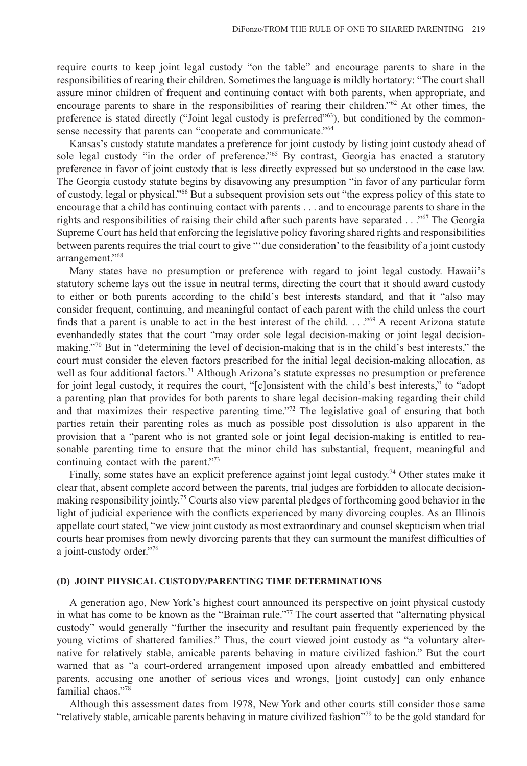require courts to keep joint legal custody "on the table" and encourage parents to share in the responsibilities of rearing their children. Sometimes the language is mildly hortatory: "The court shall assure minor children of frequent and continuing contact with both parents, when appropriate, and encourage parents to share in the responsibilities of rearing their children."[62] At other times, the preference is stated directly ("Joint legal custody is preferred"[63]), but conditioned by the commonsense necessity that parents can "cooperate and communicate."[64]

Kansas's custody statute mandates a preference for joint custody by listing joint custody ahead of sole legal custody "in the order of preference."[65] By contrast, Georgia has enacted a statutory preference in favor of joint custody that is less directly expressed but so understood in the case law. The Georgia custody statute begins by disavowing any presumption "in favor of any particular form of custody, legal or physical."[66] But a subsequent provision sets out "the express policy of this state to encourage that a child has continuing contact with parents . . . and to encourage parents to share in the rights and responsibilities of raising their child after such parents have separated . . ."[67] The Georgia Supreme Court has held that enforcing the legislative policy favoring shared rights and responsibilities between parents requires the trial court to give "'due consideration' to the feasibility of a joint custody arrangement."[68]

Many states have no presumption or preference with regard to joint legal custody. Hawaii's statutory scheme lays out the issue in neutral terms, directing the court that it should award custody to either or both parents according to the child's best interests standard, and that it "also may consider frequent, continuing, and meaningful contact of each parent with the child unless the court finds that a parent is unable to act in the best interest of the child. . . ."[69] A recent Arizona statute evenhandedly states that the court "may order sole legal decision-making or joint legal decision-making."[70] But in "determining the level of decision-making that is in the child's best interests," the court must consider the eleven factors prescribed for the initial legal decision-making allocation, as well as four additional factors.[71] Although Arizona's statute expresses no presumption or preference for joint legal custody, it requires the court, "[c]onsistent with the child's best interests," to "adopt a parenting plan that provides for both parents to share legal decision-making regarding their child and that maximizes their respective parenting time."[72] The legislative goal of ensuring that both parties retain their parenting roles as much as possible post dissolution is also apparent in the provision that a "parent who is not granted sole or joint legal decision-making is entitled to reasonable parenting time to ensure that the minor child has substantial, frequent, meaningful and continuing contact with the parent."[73]

Finally, some states have an explicit preference against joint legal custody.[74] Other states make it clear that, absent complete accord between the parents, trial judges are forbidden to allocate decision-making responsibility jointly.[75] Courts also view parental pledges of forthcoming good behavior in the light of judicial experience with the conflicts experienced by many divorcing couples. As an Illinois appellate court stated, "we view joint custody as most extraordinary and counsel skepticism when trial courts hear promises from newly divorcing parents that they can surmount the manifest difficulties of a joint-custody order."[76]

### (D) JOINT PHYSICAL CUSTODY/PARENTING TIME DETERMINATIONS

A generation ago, New York's highest court announced its perspective on joint physical custody in what has come to be known as the "Braiman rule."[77] The court asserted that "alternating physical custody" would generally "further the insecurity and resultant pain frequently experienced by the young victims of shattered families." Thus, the court viewed joint custody as "a voluntary alternative for relatively stable, amicable parents behaving in mature civilized fashion." But the court warned that as "a court-ordered arrangement imposed upon already embattled and embittered parents, accusing one another of serious vices and wrongs, [joint custody] can only enhance familial chaos."[78]

Although this assessment dates from 1978, New York and other courts still consider those same "relatively stable, amicable parents behaving in mature civilized fashion"[79] to be the gold standard for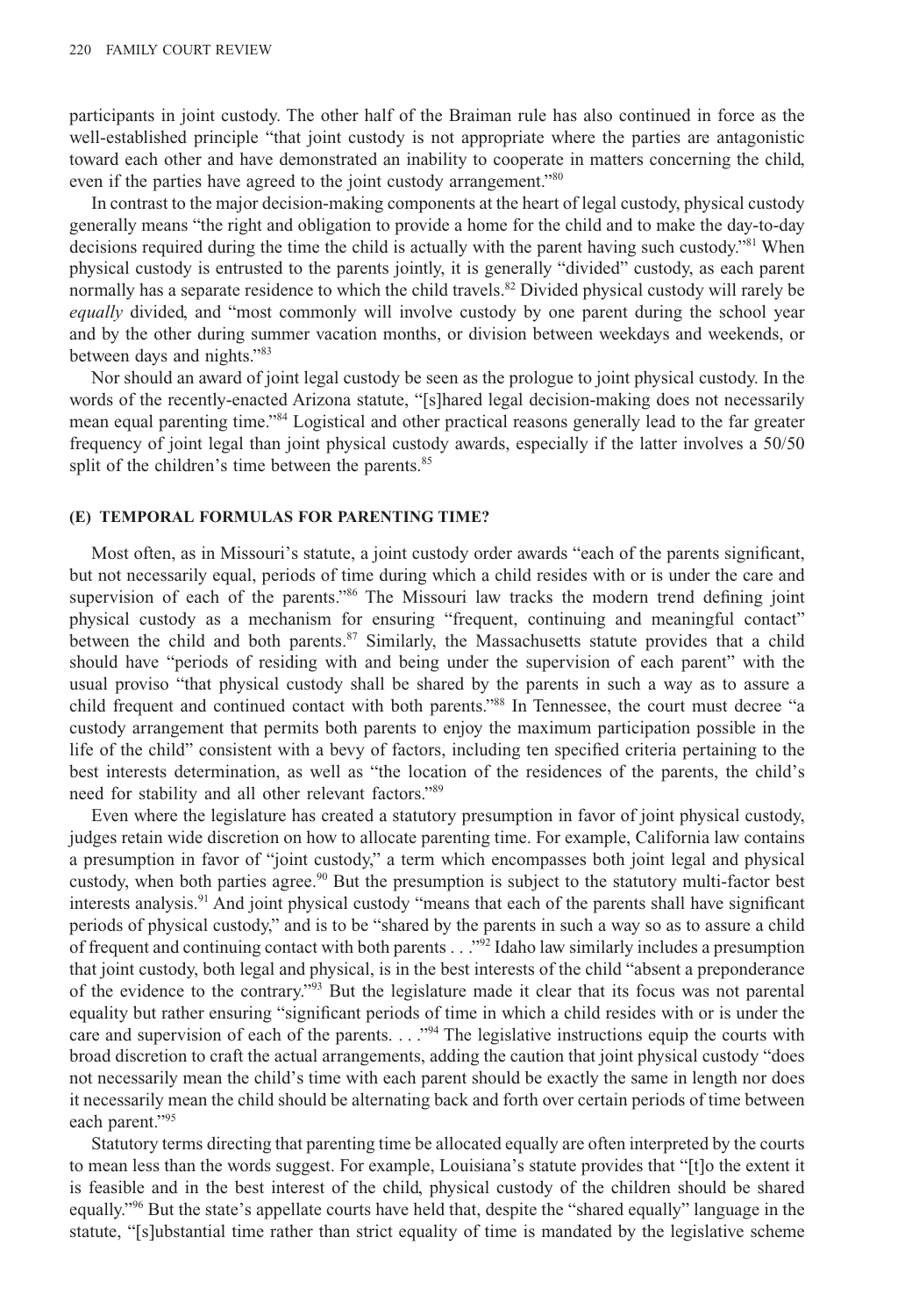participants in joint custody. The other half of the Braiman rule has also continued in force as the well-established principle "that joint custody is not appropriate where the parties are antagonistic toward each other and have demonstrated an inability to cooperate in matters concerning the child, even if the parties have agreed to the joint custody arrangement."[80]

In contrast to the major decision-making components at the heart of legal custody, physical custody generally means "the right and obligation to provide a home for the child and to make the day-to-day decisions required during the time the child is actually with the parent having such custody."[81] When physical custody is entrusted to the parents jointly, it is generally "divided" custody, as each parent normally has a separate residence to which the child travels.[82] Divided physical custody will rarely be *equally* divided, and "most commonly will involve custody by one parent during the school year and by the other during summer vacation months, or division between weekdays and weekends, or between days and nights."[83]

Nor should an award of joint legal custody be seen as the prologue to joint physical custody. In the words of the recently-enacted Arizona statute, "[s]hared legal decision-making does not necessarily mean equal parenting time."[84] Logistical and other practical reasons generally lead to the far greater frequency of joint legal than joint physical custody awards, especially if the latter involves a 50/50 split of the children's time between the parents.[85]

### (E) TEMPORAL FORMULAS FOR PARENTING TIME?

Most often, as in Missouri's statute, a joint custody order awards "each of the parents significant, but not necessarily equal, periods of time during which a child resides with or is under the care and supervision of each of the parents."[86] The Missouri law tracks the modern trend defining joint physical custody as a mechanism for ensuring "frequent, continuing and meaningful contact" between the child and both parents.[87] Similarly, the Massachusetts statute provides that a child should have "periods of residing with and being under the supervision of each parent" with the usual proviso "that physical custody shall be shared by the parents in such a way as to assure a child frequent and continued contact with both parents."[88] In Tennessee, the court must decree "a custody arrangement that permits both parents to enjoy the maximum participation possible in the life of the child" consistent with a bevy of factors, including ten specified criteria pertaining to the best interests determination, as well as "the location of the residences of the parents, the child's need for stability and all other relevant factors."[89]

Even where the legislature has created a statutory presumption in favor of joint physical custody, judges retain wide discretion on how to allocate parenting time. For example, California law contains a presumption in favor of "joint custody," a term which encompasses both joint legal and physical custody, when both parties agree.[90] But the presumption is subject to the statutory multi-factor best interests analysis.[91] And joint physical custody "means that each of the parents shall have significant periods of physical custody," and is to be "shared by the parents in such a way so as to assure a child of frequent and continuing contact with both parents . . ."[92] Idaho law similarly includes a presumption that joint custody, both legal and physical, is in the best interests of the child "absent a preponderance of the evidence to the contrary."[93] But the legislature made it clear that its focus was not parental equality but rather ensuring "significant periods of time in which a child resides with or is under the care and supervision of each of the parents. . . ."[94] The legislative instructions equip the courts with broad discretion to craft the actual arrangements, adding the caution that joint physical custody "does not necessarily mean the child's time with each parent should be exactly the same in length nor does it necessarily mean the child should be alternating back and forth over certain periods of time between each parent."[95]

Statutory terms directing that parenting time be allocated equally are often interpreted by the courts to mean less than the words suggest. For example, Louisiana's statute provides that "[t]o the extent it is feasible and in the best interest of the child, physical custody of the children should be shared equally."[96] But the state's appellate courts have held that, despite the "shared equally" language in the statute, "[s]ubstantial time rather than strict equality of time is mandated by the legislative scheme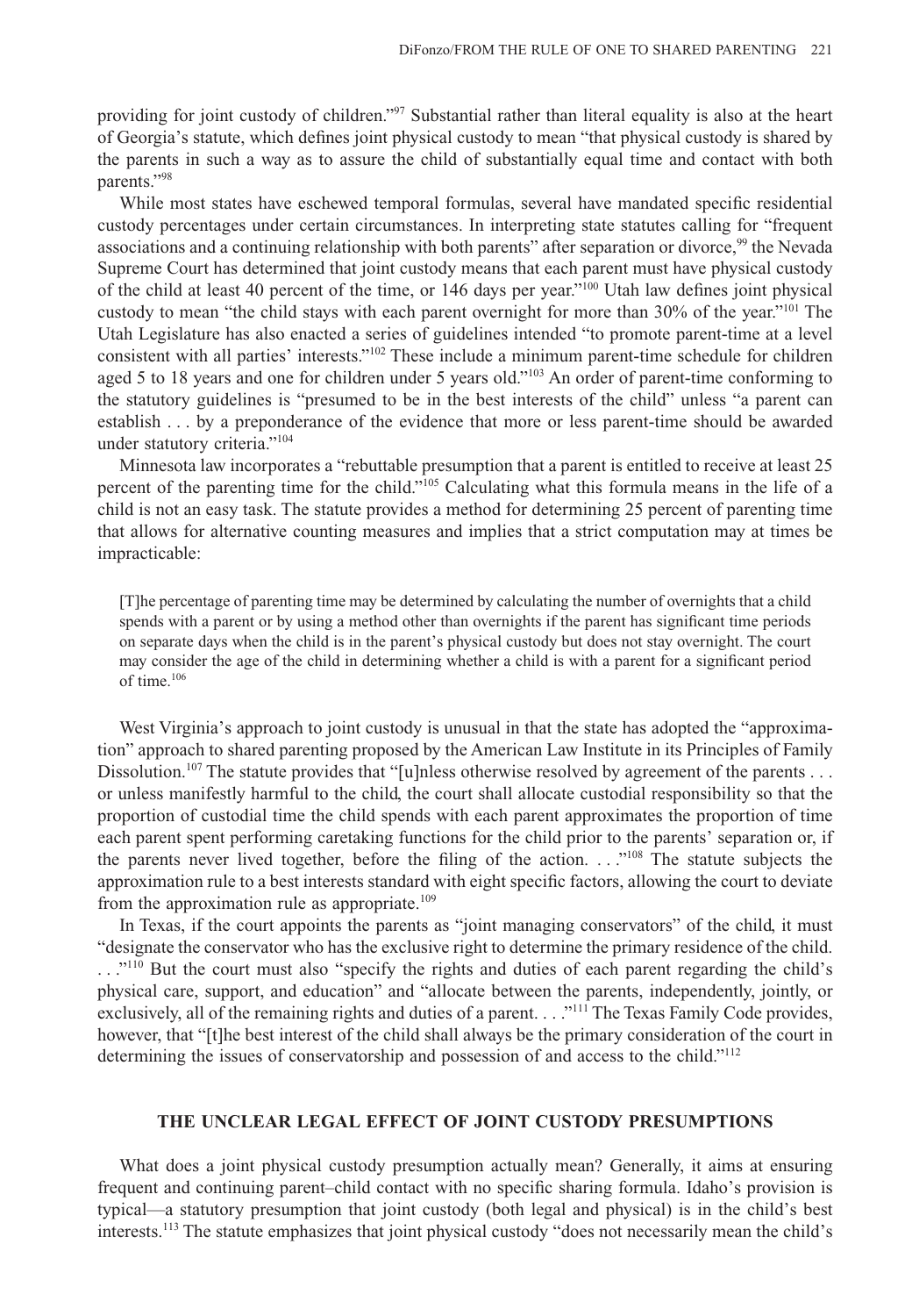providing for joint custody of children."[97] Substantial rather than literal equality is also at the heart of Georgia's statute, which defines joint physical custody to mean "that physical custody is shared by the parents in such a way as to assure the child of substantially equal time and contact with both parents."[98]

While most states have eschewed temporal formulas, several have mandated specific residential custody percentages under certain circumstances. In interpreting state statutes calling for "frequent associations and a continuing relationship with both parents" after separation or divorce,[99] the Nevada Supreme Court has determined that joint custody means that each parent must have physical custody of the child at least 40 percent of the time, or 146 days per year."[100] Utah law defines joint physical custody to mean "the child stays with each parent overnight for more than 30% of the year."[101] The Utah Legislature has also enacted a series of guidelines intended "to promote parent-time at a level consistent with all parties' interests."[102] These include a minimum parent-time schedule for children aged 5 to 18 years and one for children under 5 years old."[103] An order of parent-time conforming to the statutory guidelines is "presumed to be in the best interests of the child" unless "a parent can establish . . . by a preponderance of the evidence that more or less parent-time should be awarded under statutory criteria."[104]

Minnesota law incorporates a "rebuttable presumption that a parent is entitled to receive at least 25 percent of the parenting time for the child."[105] Calculating what this formula means in the life of a child is not an easy task. The statute provides a method for determining 25 percent of parenting time that allows for alternative counting measures and implies that a strict computation may at times be impracticable:

> [T]he percentage of parenting time may be determined by calculating the number of overnights that a child spends with a parent or by using a method other than overnights if the parent has significant time periods on separate days when the child is in the parent's physical custody but does not stay overnight. The court may consider the age of the child in determining whether a child is with a parent for a significant period of time.[106]

West Virginia's approach to joint custody is unusual in that the state has adopted the "approximation" approach to shared parenting proposed by the American Law Institute in its Principles of Family Dissolution.[107] The statute provides that "[u]nless otherwise resolved by agreement of the parents . . . or unless manifestly harmful to the child, the court shall allocate custodial responsibility so that the proportion of custodial time the child spends with each parent approximates the proportion of time each parent spent performing caretaking functions for the child prior to the parents' separation or, if the parents never lived together, before the filing of the action. . . ."[108] The statute subjects the approximation rule to a best interests standard with eight specific factors, allowing the court to deviate from the approximation rule as appropriate.[109]

In Texas, if the court appoints the parents as "joint managing conservators" of the child, it must "designate the conservator who has the exclusive right to determine the primary residence of the child. . . ."[110] But the court must also "specify the rights and duties of each parent regarding the child's physical care, support, and education" and "allocate between the parents, independently, jointly, or exclusively, all of the remaining rights and duties of a parent. . . ."[111] The Texas Family Code provides, however, that "[t]he best interest of the child shall always be the primary consideration of the court in determining the issues of conservatorship and possession of and access to the child."[112]

## THE UNCLEAR LEGAL EFFECT OF JOINT CUSTODY PRESUMPTIONS

What does a joint physical custody presumption actually mean? Generally, it aims at ensuring frequent and continuing parent–child contact with no specific sharing formula. Idaho's provision is typical—a statutory presumption that joint custody (both legal and physical) is in the child's best interests.[113] The statute emphasizes that joint physical custody "does not necessarily mean the child's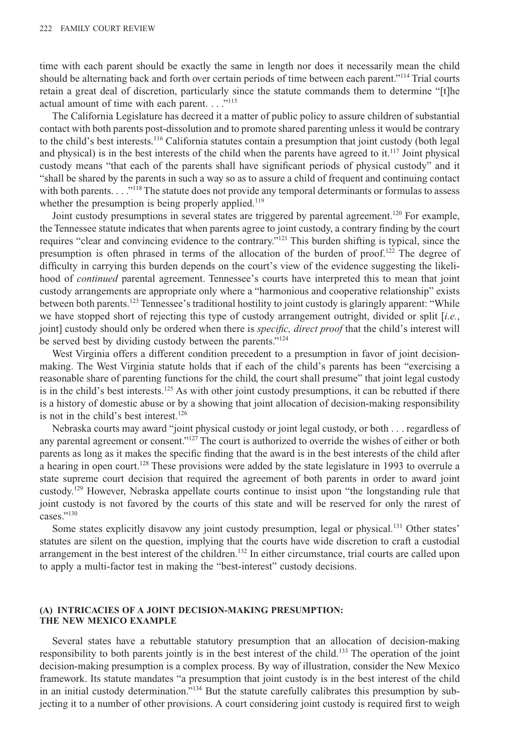time with each parent should be exactly the same in length nor does it necessarily mean the child should be alternating back and forth over certain periods of time between each parent."[114] Trial courts retain a great deal of discretion, particularly since the statute commands them to determine "[t]he actual amount of time with each parent. . . ."[115]

The California Legislature has decreed it a matter of public policy to assure children of substantial contact with both parents post-dissolution and to promote shared parenting unless it would be contrary to the child's best interests.[116] California statutes contain a presumption that joint custody (both legal and physical) is in the best interests of the child when the parents have agreed to it.[117] Joint physical custody means "that each of the parents shall have significant periods of physical custody" and it "shall be shared by the parents in such a way so as to assure a child of frequent and continuing contact with both parents. . . ."[118] The statute does not provide any temporal determinants or formulas to assess whether the presumption is being properly applied.[119]

Joint custody presumptions in several states are triggered by parental agreement.[120] For example, the Tennessee statute indicates that when parents agree to joint custody, a contrary finding by the court requires "clear and convincing evidence to the contrary."[121] This burden shifting is typical, since the presumption is often phrased in terms of the allocation of the burden of proof.[122] The degree of difficulty in carrying this burden depends on the court's view of the evidence suggesting the likelihood of *continued* parental agreement. Tennessee's courts have interpreted this to mean that joint custody arrangements are appropriate only where a "harmonious and cooperative relationship" exists between both parents.[123] Tennessee's traditional hostility to joint custody is glaringly apparent: "While we have stopped short of rejecting this type of custody arrangement outright, divided or split [*i.e.*, joint] custody should only be ordered when there is *specific, direct proof* that the child's interest will be served best by dividing custody between the parents."[124]

West Virginia offers a different condition precedent to a presumption in favor of joint decision-making. The West Virginia statute holds that if each of the child's parents has been "exercising a reasonable share of parenting functions for the child, the court shall presume" that joint legal custody is in the child's best interests.[125] As with other joint custody presumptions, it can be rebutted if there is a history of domestic abuse or by a showing that joint allocation of decision-making responsibility is not in the child's best interest.[126]

Nebraska courts may award "joint physical custody or joint legal custody, or both . . . regardless of any parental agreement or consent."[127] The court is authorized to override the wishes of either or both parents as long as it makes the specific finding that the award is in the best interests of the child after a hearing in open court.[128] These provisions were added by the state legislature in 1993 to overrule a state supreme court decision that required the agreement of both parents in order to award joint custody.[129] However, Nebraska appellate courts continue to insist upon "the longstanding rule that joint custody is not favored by the courts of this state and will be reserved for only the rarest of cases."[130]

Some states explicitly disavow any joint custody presumption, legal or physical.[131] Other states' statutes are silent on the question, implying that the courts have wide discretion to craft a custodial arrangement in the best interest of the children.[132] In either circumstance, trial courts are called upon to apply a multi-factor test in making the "best-interest" custody decisions.

### (A) INTRICACIES OF A JOINT DECISION-MAKING PRESUMPTION: THE NEW MEXICO EXAMPLE

Several states have a rebuttable statutory presumption that an allocation of decision-making responsibility to both parents jointly is in the best interest of the child.[133] The operation of the joint decision-making presumption is a complex process. By way of illustration, consider the New Mexico framework. Its statute mandates "a presumption that joint custody is in the best interest of the child in an initial custody determination."[134] But the statute carefully calibrates this presumption by subjecting it to a number of other provisions. A court considering joint custody is required first to weigh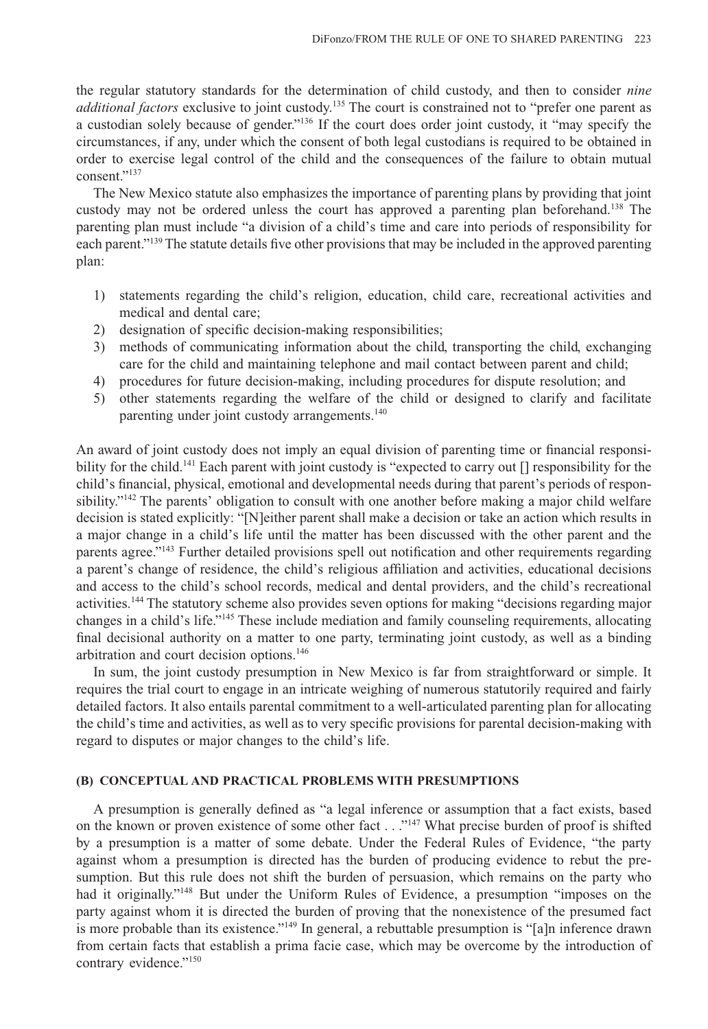the regular statutory standards for the determination of child custody, and then to consider *nine additional factors* exclusive to joint custody.[135] The court is constrained not to "prefer one parent as a custodian solely because of gender."[136] If the court does order joint custody, it "may specify the circumstances, if any, under which the consent of both legal custodians is required to be obtained in order to exercise legal control of the child and the consequences of the failure to obtain mutual consent."[137]

The New Mexico statute also emphasizes the importance of parenting plans by providing that joint custody may not be ordered unless the court has approved a parenting plan beforehand.[138] The parenting plan must include "a division of a child's time and care into periods of responsibility for each parent."[139] The statute details five other provisions that may be included in the approved parenting plan:

1) statements regarding the child's religion, education, child care, recreational activities and medical and dental care;
2) designation of specific decision-making responsibilities;
3) methods of communicating information about the child, transporting the child, exchanging care for the child and maintaining telephone and mail contact between parent and child;
4) procedures for future decision-making, including procedures for dispute resolution; and
5) other statements regarding the welfare of the child or designed to clarify and facilitate parenting under joint custody arrangements.[140]

An award of joint custody does not imply an equal division of parenting time or financial responsibility for the child.[141] Each parent with joint custody is "expected to carry out [] responsibility for the child's financial, physical, emotional and developmental needs during that parent's periods of responsibility."[142] The parents' obligation to consult with one another before making a major child welfare decision is stated explicitly: "[N]either parent shall make a decision or take an action which results in a major change in a child's life until the matter has been discussed with the other parent and the parents agree."[143] Further detailed provisions spell out notification and other requirements regarding a parent's change of residence, the child's religious affiliation and activities, educational decisions and access to the child's school records, medical and dental providers, and the child's recreational activities.[144] The statutory scheme also provides seven options for making "decisions regarding major changes in a child's life."[145] These include mediation and family counseling requirements, allocating final decisional authority on a matter to one party, terminating joint custody, as well as a binding arbitration and court decision options.[146]

In sum, the joint custody presumption in New Mexico is far from straightforward or simple. It requires the trial court to engage in an intricate weighing of numerous statutorily required and fairly detailed factors. It also entails parental commitment to a well-articulated parenting plan for allocating the child's time and activities, as well as to very specific provisions for parental decision-making with regard to disputes or major changes to the child's life.

### (B) CONCEPTUAL AND PRACTICAL PROBLEMS WITH PRESUMPTIONS

A presumption is generally defined as "a legal inference or assumption that a fact exists, based on the known or proven existence of some other fact . . ."[147] What precise burden of proof is shifted by a presumption is a matter of some debate. Under the Federal Rules of Evidence, "the party against whom a presumption is directed has the burden of producing evidence to rebut the presumption. But this rule does not shift the burden of persuasion, which remains on the party who had it originally."[148] But under the Uniform Rules of Evidence, a presumption "imposes on the party against whom it is directed the burden of proving that the nonexistence of the presumed fact is more probable than its existence."[149] In general, a rebuttable presumption is "[a]n inference drawn from certain facts that establish a prima facie case, which may be overcome by the introduction of contrary evidence."[150]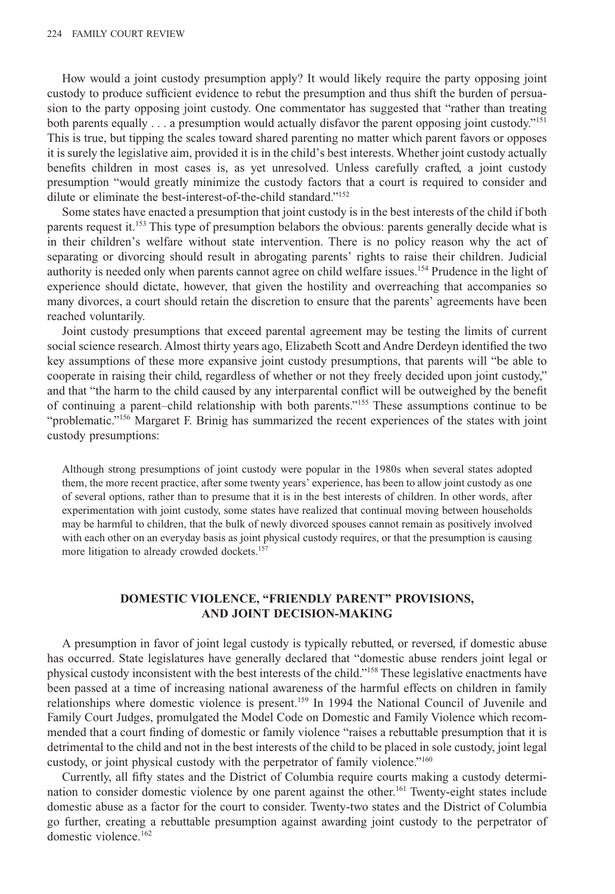How would a joint custody presumption apply? It would likely require the party opposing joint custody to produce sufficient evidence to rebut the presumption and thus shift the burden of persuasion to the party opposing joint custody. One commentator has suggested that "rather than treating both parents equally . . . a presumption would actually disfavor the parent opposing joint custody."[151] This is true, but tipping the scales toward shared parenting no matter which parent favors or opposes it is surely the legislative aim, provided it is in the child's best interests. Whether joint custody actually benefits children in most cases is, as yet unresolved. Unless carefully crafted, a joint custody presumption "would greatly minimize the custody factors that a court is required to consider and dilute or eliminate the best-interest-of-the-child standard."[152]

Some states have enacted a presumption that joint custody is in the best interests of the child if both parents request it.[153] This type of presumption belabors the obvious: parents generally decide what is in their children's welfare without state intervention. There is no policy reason why the act of separating or divorcing should result in abrogating parents' rights to raise their children. Judicial authority is needed only when parents cannot agree on child welfare issues.[154] Prudence in the light of experience should dictate, however, that given the hostility and overreaching that accompanies so many divorces, a court should retain the discretion to ensure that the parents' agreements have been reached voluntarily.

Joint custody presumptions that exceed parental agreement may be testing the limits of current social science research. Almost thirty years ago, Elizabeth Scott and Andre Derdeyn identified the two key assumptions of these more expansive joint custody presumptions, that parents will "be able to cooperate in raising their child, regardless of whether or not they freely decided upon joint custody," and that "the harm to the child caused by any interparental conflict will be outweighed by the benefit of continuing a parent–child relationship with both parents."[155] These assumptions continue to be "problematic."[156] Margaret F. Brinig has summarized the recent experiences of the states with joint custody presumptions:

> Although strong presumptions of joint custody were popular in the 1980s when several states adopted them, the more recent practice, after some twenty years' experience, has been to allow joint custody as one of several options, rather than to presume that it is in the best interests of children. In other words, after experimentation with joint custody, some states have realized that continual moving between households may be harmful to children, that the bulk of newly divorced spouses cannot remain as positively involved with each other on an everyday basis as joint physical custody requires, or that the presumption is causing more litigation to already crowded dockets.[157]

## DOMESTIC VIOLENCE, "FRIENDLY PARENT" PROVISIONS, AND JOINT DECISION-MAKING

A presumption in favor of joint legal custody is typically rebutted, or reversed, if domestic abuse has occurred. State legislatures have generally declared that "domestic abuse renders joint legal or physical custody inconsistent with the best interests of the child."[158] These legislative enactments have been passed at a time of increasing national awareness of the harmful effects on children in family relationships where domestic violence is present.[159] In 1994 the National Council of Juvenile and Family Court Judges, promulgated the Model Code on Domestic and Family Violence which recommended that a court finding of domestic or family violence "raises a rebuttable presumption that it is detrimental to the child and not in the best interests of the child to be placed in sole custody, joint legal custody, or joint physical custody with the perpetrator of family violence."[160]

Currently, all fifty states and the District of Columbia require courts making a custody determination to consider domestic violence by one parent against the other.[161] Twenty-eight states include domestic abuse as a factor for the court to consider. Twenty-two states and the District of Columbia go further, creating a rebuttable presumption against awarding joint custody to the perpetrator of domestic violence.[162]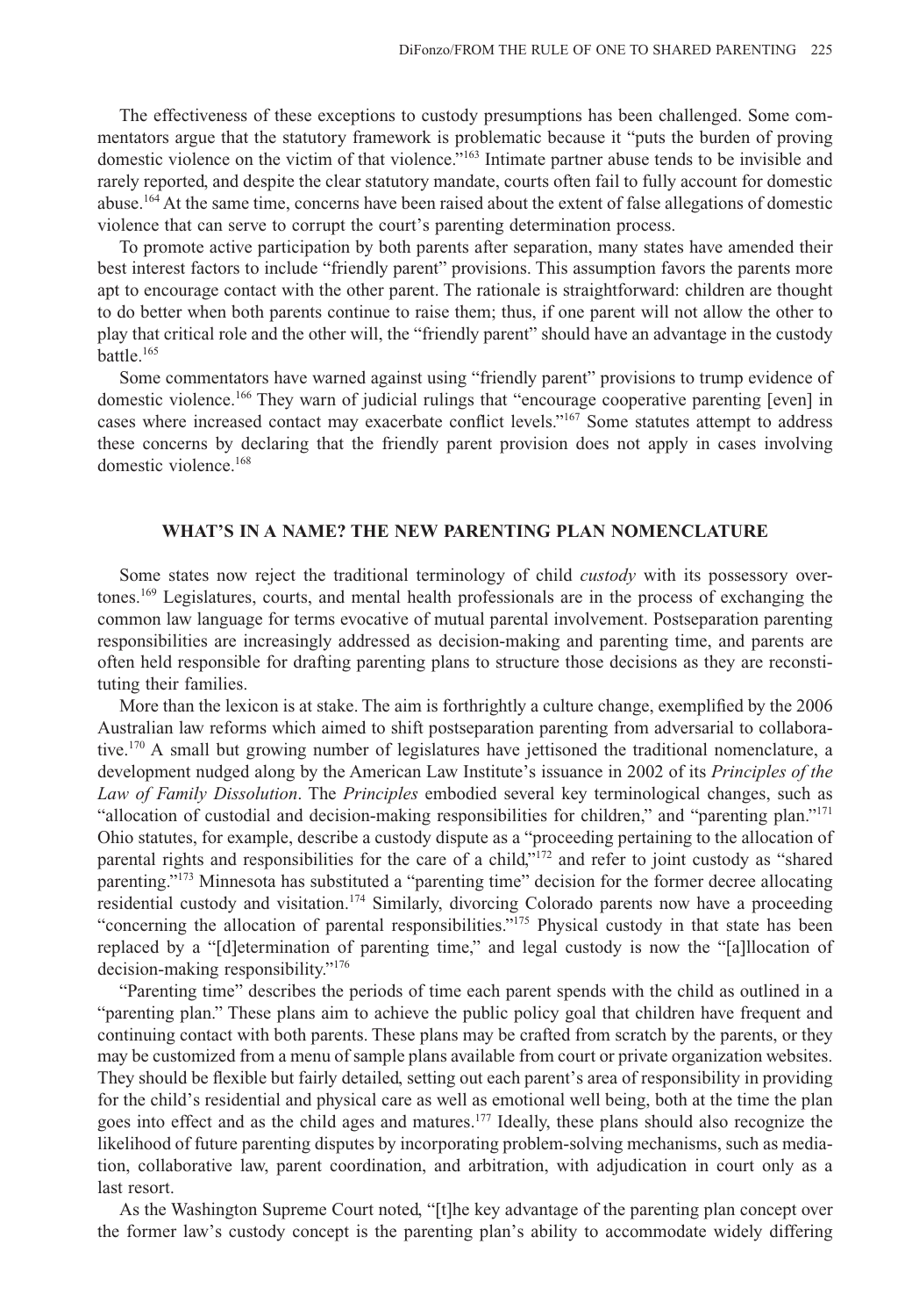The effectiveness of these exceptions to custody presumptions has been challenged. Some commentators argue that the statutory framework is problematic because it "puts the burden of proving domestic violence on the victim of that violence."[163] Intimate partner abuse tends to be invisible and rarely reported, and despite the clear statutory mandate, courts often fail to fully account for domestic abuse.[164] At the same time, concerns have been raised about the extent of false allegations of domestic violence that can serve to corrupt the court's parenting determination process.

To promote active participation by both parents after separation, many states have amended their best interest factors to include "friendly parent" provisions. This assumption favors the parents more apt to encourage contact with the other parent. The rationale is straightforward: children are thought to do better when both parents continue to raise them; thus, if one parent will not allow the other to play that critical role and the other will, the "friendly parent" should have an advantage in the custody battle.[165]

Some commentators have warned against using "friendly parent" provisions to trump evidence of domestic violence.[166] They warn of judicial rulings that "encourage cooperative parenting [even] in cases where increased contact may exacerbate conflict levels."[167] Some statutes attempt to address these concerns by declaring that the friendly parent provision does not apply in cases involving domestic violence.[168]

## WHAT'S IN A NAME? THE NEW PARENTING PLAN NOMENCLATURE

Some states now reject the traditional terminology of child *custody* with its possessory overtones.[169] Legislatures, courts, and mental health professionals are in the process of exchanging the common law language for terms evocative of mutual parental involvement. Postseparation parenting responsibilities are increasingly addressed as decision-making and parenting time, and parents are often held responsible for drafting parenting plans to structure those decisions as they are reconstituting their families.

More than the lexicon is at stake. The aim is forthrightly a culture change, exemplified by the 2006 Australian law reforms which aimed to shift postseparation parenting from adversarial to collaborative.[170] A small but growing number of legislatures have jettisoned the traditional nomenclature, a development nudged along by the American Law Institute's issuance in 2002 of its *Principles of the Law of Family Dissolution*. The *Principles* embodied several key terminological changes, such as "allocation of custodial and decision-making responsibilities for children," and "parenting plan."[171] Ohio statutes, for example, describe a custody dispute as a "proceeding pertaining to the allocation of parental rights and responsibilities for the care of a child,"[172] and refer to joint custody as "shared parenting."[173] Minnesota has substituted a "parenting time" decision for the former decree allocating residential custody and visitation.[174] Similarly, divorcing Colorado parents now have a proceeding "concerning the allocation of parental responsibilities."[175] Physical custody in that state has been replaced by a "[d]etermination of parenting time," and legal custody is now the "[a]llocation of decision-making responsibility."[176]

"Parenting time" describes the periods of time each parent spends with the child as outlined in a "parenting plan." These plans aim to achieve the public policy goal that children have frequent and continuing contact with both parents. These plans may be crafted from scratch by the parents, or they may be customized from a menu of sample plans available from court or private organization websites. They should be flexible but fairly detailed, setting out each parent's area of responsibility in providing for the child's residential and physical care as well as emotional well being, both at the time the plan goes into effect and as the child ages and matures.[177] Ideally, these plans should also recognize the likelihood of future parenting disputes by incorporating problem-solving mechanisms, such as mediation, collaborative law, parent coordination, and arbitration, with adjudication in court only as a last resort.

As the Washington Supreme Court noted, "[t]he key advantage of the parenting plan concept over the former law's custody concept is the parenting plan's ability to accommodate widely differering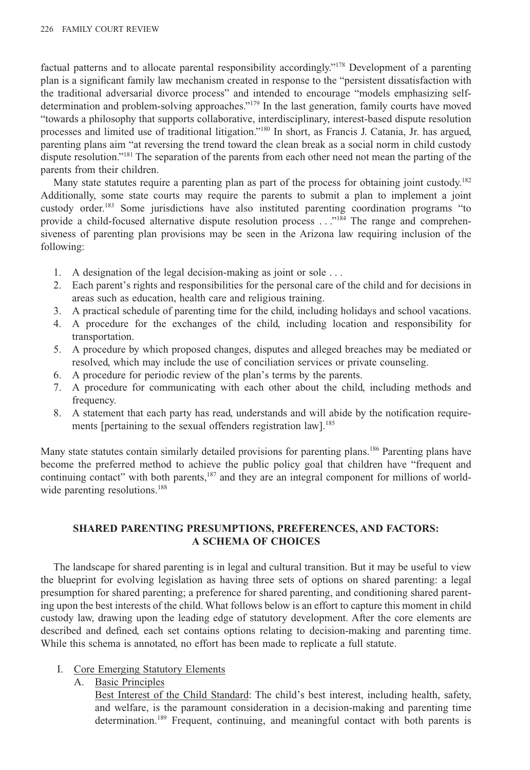factual patterns and to allocate parental responsibility accordingly."[178] Development of a parenting plan is a significant family law mechanism created in response to the "persistent dissatisfaction with the traditional adversarial divorce process" and intended to encourage "models emphasizing self-determination and problem-solving approaches."[179] In the last generation, family courts have moved "towards a philosophy that supports collaborative, interdisciplinary, interest-based dispute resolution processes and limited use of traditional litigation."[180] In short, as Francis J. Catania, Jr. has argued, parenting plans aim "at reversing the trend toward the clean break as a social norm in child custody dispute resolution."[181] The separation of the parents from each other need not mean the parting of the parents from their children.

Many state statutes require a parenting plan as part of the process for obtaining joint custody.[182] Additionally, some state courts may require the parents to submit a plan to implement a joint custody order.[183] Some jurisdictions have also instituted parenting coordination programs "to provide a child-focused alternative dispute resolution process . . ."[184] The range and comprehensiveness of parenting plan provisions may be seen in the Arizona law requiring inclusion of the following:

1. A designation of the legal decision-making as joint or sole . . .
2. Each parent's rights and responsibilities for the personal care of the child and for decisions in areas such as education, health care and religious training.
3. A practical schedule of parenting time for the child, including holidays and school vacations.
4. A procedure for the exchanges of the child, including location and responsibility for transportation.
5. A procedure by which proposed changes, disputes and alleged breaches may be mediated or resolved, which may include the use of conciliation services or private counseling.
6. A procedure for periodic review of the plan's terms by the parents.
7. A procedure for communicating with each other about the child, including methods and frequency.
8. A statement that each party has read, understands and will abide by the notification requirements [pertaining to the sexual offenders registration law].[185]

Many state statutes contain similarly detailed provisions for parenting plans.[186] Parenting plans have become the preferred method to achieve the public policy goal that children have "frequent and continuing contact" with both parents,[187] and they are an integral component for millions of worldwide parenting resolutions.[188]

## SHARED PARENTING PRESUMPTIONS, PREFERENCES, AND FACTORS: A SCHEMA OF CHOICES

The landscape for shared parenting is in legal and cultural transition. But it may be useful to view the blueprint for evolving legislation as having three sets of options on shared parenting: a legal presumption for shared parenting; a preference for shared parenting, and conditioning shared parenting upon the best interests of the child. What follows below is an effort to capture this moment in child custody law, drawing upon the leading edge of statutory development. After the core elements are described and defined, each set contains options relating to decision-making and parenting time. While this schema is annotated, no effort has been made to replicate a full statute.

I. Core Emerging Statutory Elements
   A. Basic Principles
      Best Interest of the Child Standard: The child's best interest, including health, safety, and welfare, is the paramount consideration in a decision-making and parenting time determination.[189] Frequent, continuing, and meaningful contact with both parents is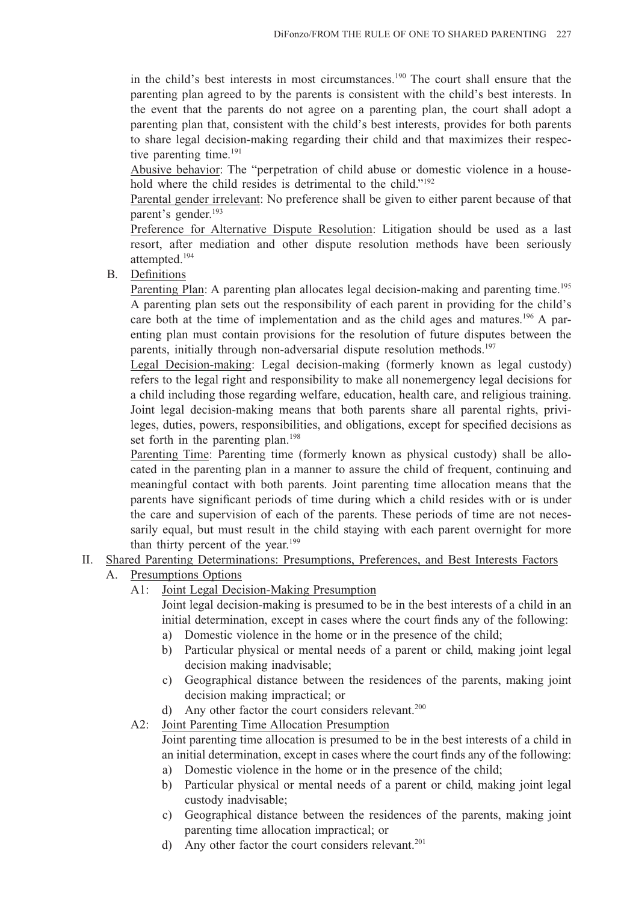in the child's best interests in most circumstances.[190] The court shall ensure that the parenting plan agreed to by the parents is consistent with the child's best interests. In the event that the parents do not agree on a parenting plan, the court shall adopt a parenting plan that, consistent with the child's best interests, provides for both parents to share legal decision-making regarding their child and that maximizes their respective parenting time.[191]

Abusive behavior: The "perpetration of child abuse or domestic violence in a household where the child resides is detrimental to the child."[192]

Parental gender irrelevant: No preference shall be given to either parent because of that parent's gender.[193]

Preference for Alternative Dispute Resolution: Litigation should be used as a last resort, after mediation and other dispute resolution methods have been seriously attempted.[194]

B. Definitions

Parenting Plan: A parenting plan allocates legal decision-making and parenting time.[195] A parenting plan sets out the responsibility of each parent in providing for the child's care both at the time of implementation and as the child ages and matures.[196] A parenting plan must contain provisions for the resolution of future disputes between the parents, initially through non-adversarial dispute resolution methods.[197]

Legal Decision-making: Legal decision-making (formerly known as legal custody) refers to the legal right and responsibility to make all nonemergency legal decisions for a child including those regarding welfare, education, health care, and religious training. Joint legal decision-making means that both parents share all parental rights, privileges, duties, powers, responsibilities, and obligations, except for specified decisions as set forth in the parenting plan.[198]

Parenting Time: Parenting time (formerly known as physical custody) shall be allocated in the parenting plan in a manner to assure the child of frequent, continuing and meaningful contact with both parents. Joint parenting time allocation means that the parents have significant periods of time during which a child resides with or is under the care and supervision of each of the parents. These periods of time are not necessarily equal, but must result in the child staying with each parent overnight for more than thirty percent of the year.[199]

II. Shared Parenting Determinations: Presumptions, Preferences, and Best Interests Factors

A. Presumptions Options

A1: Joint Legal Decision-Making Presumption

Joint legal decision-making is presumed to be in the best interests of a child in an initial determination, except in cases where the court finds any of the following:

a) Domestic violence in the home or in the presence of the child;
b) Particular physical or mental needs of a parent or child, making joint legal decision making inadvisable;
c) Geographical distance between the residences of the parents, making joint decision making impractical; or
d) Any other factor the court considers relevant.[200]

A2: Joint Parenting Time Allocation Presumption

Joint parenting time allocation is presumed to be in the best interests of a child in an initial determination, except in cases where the court finds any of the following:

a) Domestic violence in the home or in the presence of the child;
b) Particular physical or mental needs of a parent or child, making joint legal custody inadvisable;
c) Geographical distance between the residences of the parents, making joint parenting time allocation impractical; or
d) Any other factor the court considers relevant.[201]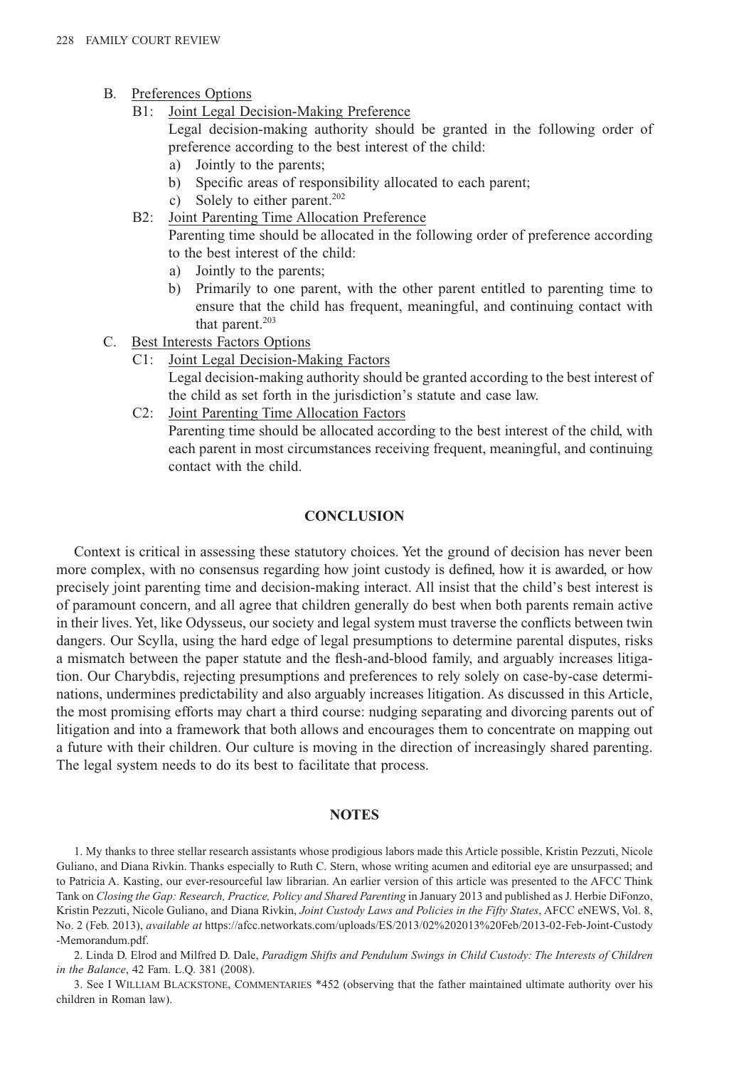B. Preferences Options

B1: Joint Legal Decision-Making Preference

Legal decision-making authority should be granted in the following order of preference according to the best interest of the child:

a) Jointly to the parents;
b) Specific areas of responsibility allocated to each parent;
c) Solely to either parent.[202]

B2: Joint Parenting Time Allocation Preference

Parenting time should be allocated in the following order of preference according to the best interest of the child:

a) Jointly to the parents;
b) Primarily to one parent, with the other parent entitled to parenting time to ensure that the child has frequent, meaningful, and continuing contact with that parent.[203]

C. Best Interests Factors Options

C1: Joint Legal Decision-Making Factors

Legal decision-making authority should be granted according to the best interest of the child as set forth in the jurisdiction's statute and case law.

C2: Joint Parenting Time Allocation Factors

Parenting time should be allocated according to the best interest of the child, with each parent in most circumstances receiving frequent, meaningful, and continuing contact with the child.

## CONCLUSION

Context is critical in assessing these statutory choices. Yet the ground of decision has never been more complex, with no consensus regarding how joint custody is defined, how it is awarded, or how precisely joint parenting time and decision-making interact. All insist that the child's best interest is of paramount concern, and all agree that children generally do best when both parents remain active in their lives. Yet, like Odysseus, our society and legal system must traverse the conflicts between twin dangers. Our Scylla, using the hard edge of legal presumptions to determine parental disputes, risks a mismatch between the paper statute and the flesh-and-blood family, and arguably increases litigation. Our Charybdis, rejecting presumptions and preferences to rely solely on case-by-case determinations, undermines predictability and also arguably increases litigation. As discussed in this Article, the most promising efforts may chart a third course: nudging separating and divorcing parents out of litigation and into a framework that both allows and encourages them to concentrate on mapping out a future with their children. Our culture is moving in the direction of increasingly shared parenting. The legal system needs to do its best to facilitate that process.

## NOTES

1. My thanks to three stellar research assistants whose prodigious labors made this Article possible, Kristin Pezzuti, Nicole Guliano, and Diana Rivkin. Thanks especially to Ruth C. Stern, whose writing acumen and editorial eye are unsurpassed; and to Patricia A. Kasting, our ever-resourceful law librarian. An earlier version of this article was presented to the AFCC Think Tank on *Closing the Gap: Research, Practice, Policy and Shared Parenting* in January 2013 and published as J. Herbie DiFonzo, Kristin Pezzuti, Nicole Guliano, and Diana Rivkin, *Joint Custody Laws and Policies in the Fifty States*, AFCC eNEWS, Vol. 8, No. 2 (Feb. 2013), *available at* https://afcc.networkats.com/uploads/ES/2013/02%202013%20Feb/2013-02-Feb-Joint-Custody-Memorandum.pdf.

2. Linda D. Elrod and Milfred D. Dale, *Paradigm Shifts and Pendulum Swings in Child Custody: The Interests of Children in the Balance*, 42 Fam. L.Q. 381 (2008).

3. See I William Blackstone, Commentaries *452 (observing that the father maintained ultimate authority over his children in Roman law).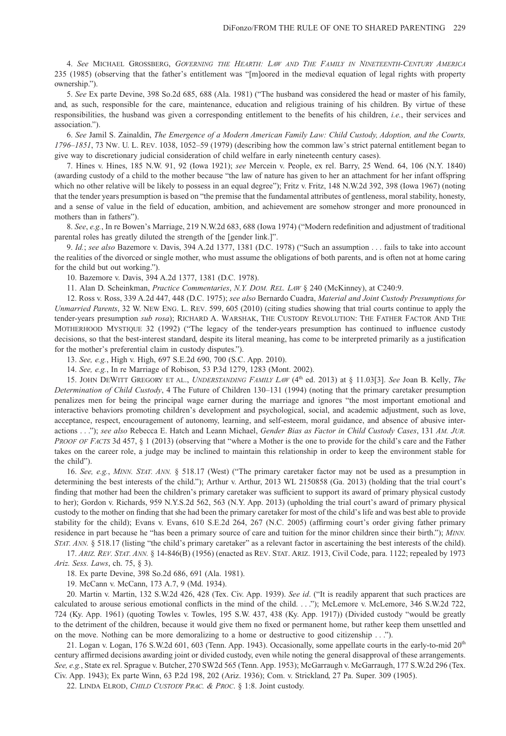4. *See* Michael Grossberg, *Governing the Hearth: Law and The Family in Nineteenth-Century America* 235 (1985) (observing that the father's entitlement was "[m]oored in the medieval equation of legal rights with property ownership.").

5. *See* Ex parte Devine, 398 So.2d 685, 688 (Ala. 1981) ("The husband was considered the head or master of his family, and, as such, responsible for the care, maintenance, education and religious training of his children. By virtue of these responsibilities, the husband was given a corresponding entitlement to the benefits of his children, *i.e.*, their services and association.").

6. *See* Jamil S. Zainaldin, *The Emergence of a Modern American Family Law: Child Custody, Adoption, and the Courts, 1796–1851*, 73 Nw. U. L. Rev. 1038, 1052–59 (1979) (describing how the common law's strict paternal entitlement began to give way to discretionary judicial consideration of child welfare in early nineteenth century cases).

7. Hines v. Hines, 185 N.W. 91, 92 (Iowa 1921); *see* Mercein v. People, ex rel. Barry, 25 Wend. 64, 106 (N.Y. 1840) (awarding custody of a child to the mother because "the law of nature has given to her an attachment for her infant offspring which no other relative will be likely to possess in an equal degree"); Fritz v. Fritz, 148 N.W.2d 392, 398 (Iowa 1967) (noting that the tender years presumption is based on "the premise that the fundamental attributes of gentleness, moral stability, honesty, and a sense of value in the field of education, ambition, and achievement are somehow stronger and more pronounced in mothers than in fathers").

8. *See*, *e.g.*, In re Bowen's Marriage, 219 N.W.2d 683, 688 (Iowa 1974) ("Modern redefinition and adjustment of traditional parental roles has greatly diluted the strength of the [gender link.]".

9. *Id.*; *see also* Bazemore v. Davis, 394 A.2d 1377, 1381 (D.C. 1978) ("Such an assumption . . . fails to take into account the realities of the divorced or single mother, who must assume the obligations of both parents, and is often not at home caring for the child but out working.").

10. Bazemore v. Davis, 394 A.2d 1377, 1381 (D.C. 1978).

11. Alan D. Scheinkman, *Practice Commentaries*, *N.Y. Dom. Rel. Law* § 240 (McKinney), at C240:9.

12. Ross v. Ross, 339 A.2d 447, 448 (D.C. 1975); *see also* Bernardo Cuadra, *Material and Joint Custody Presumptions for Unmarried Parents*, 32 W. New Eng. L. Rev. 599, 605 (2010) (citing studies showing that trial courts continue to apply the tender-years presumption *sub rosa*); Richard A. Warshak, The Custody Revolution: The Father Factor And The Motherhood Mystique 32 (1992) ("The legacy of the tender-years presumption has continued to influence custody decisions, so that the best-interest standard, despite its literal meaning, has come to be interpreted primarily as a justification for the mother's preferential claim in custody disputes.").

13. *See, e.g.*, High v. High, 697 S.E.2d 690, 700 (S.C. App. 2010).

14. *See, e.g.*, In re Marriage of Robison, 53 P.3d 1279, 1283 (Mont. 2002).

15. John DeWitt Gregory et al., *Understanding Family Law* (4th ed. 2013) at § 11.03[3]. *See* Joan B. Kelly, *The Determination of Child Custody*, 4 The Future of Children 130–131 (1994) (noting that the primary caretaker presumption penalizes men for being the principal wage earner during the marriage and ignores "the most important emotional and interactive behaviors promoting children's development and psychological, social, and academic adjustment, such as love, acceptance, respect, encouragement of autonomy, learning, and self-esteem, moral guidance, and absence of abusive interactions . . ."); *see also* Rebecca E. Hatch and Leann Michael, *Gender Bias as Factor in Child Custody Cases*, 131 *Am. Jur. Proof of Facts* 3d 457, § 1 (2013) (observing that "where a Mother is the one to provide for the child's care and the Father takes on the career role, a judge may be inclined to maintain this relationship in order to keep the environment stable for the child").

16. *See, e.g.*, *Minn. Stat. Ann.* § 518.17 (West) ("The primary caretaker factor may not be used as a presumption in determining the best interests of the child."); Arthur v. Arthur, 2013 WL 2150858 (Ga. 2013) (holding that the trial court's finding that mother had been the children's primary caretaker was sufficient to support its award of primary physical custody to her); Gordon v. Richards, 959 N.Y.S.2d 562, 563 (N.Y. App. 2013) (upholding the trial court's award of primary physical custody to the mother on finding that she had been the primary caretaker for most of the child's life and was best able to provide stability for the child); Evans v. Evans, 610 S.E.2d 264, 267 (N.C. 2005) (affirming court's order giving father primary residence in part because he "has been a primary source of care and tuition for the minor children since their birth."); *Minn. Stat. Ann.* § 518.17 (listing "the child's primary caretaker" as a relevant factor in ascertaining the best interests of the child).

17. *Ariz. Rev. Stat. Ann.* § 14-846(B) (1956) (enacted as Rev. Stat. Ariz. 1913, Civil Code, para. 1122; repealed by 1973 *Ariz. Sess. Laws*, ch. 75, § 3).

18. Ex parte Devine, 398 So.2d 686, 691 (Ala. 1981).

19. McCann v. McCann, 173 A.7, 9 (Md. 1934).

20. Martin v. Martin, 132 S.W.2d 426, 428 (Tex. Civ. App. 1939). *See id*. ("It is readily apparent that such practices are calculated to arouse serious emotional conflicts in the mind of the child. . . ."); McLemore v. McLemore, 346 S.W.2d 722, 724 (Ky. App. 1961) (quoting Towles v. Towles, 195 S.W. 437, 438 (Ky. App. 1917)) (Divided custody "would be greatly to the detriment of the children, because it would give them no fixed or permanent home, but rather keep them unsettled and on the move. Nothing can be more demoralizing to a home or destructive to good citizenship . . .").

21. Logan v. Logan, 176 S.W.2d 601, 603 (Tenn. App. 1943). Occasionally, some appellate courts in the early-to-mid 20th century affirmed decisions awarding joint or divided custody, even while noting the general disapproval of these arrangements. *See, e.g.*, State ex rel. Sprague v. Butcher, 270 SW2d 565 (Tenn. App. 1953); McGarraugh v. McGarraugh, 177 S.W.2d 296 (Tex. Civ. App. 1943); Ex parte Winn, 63 P.2d 198, 202 (Ariz. 1936); Com. v. Strickland, 27 Pa. Super. 309 (1905).

22. Linda Elrod, *Child Custody Prac. & Proc.* § 1:8. Joint custody.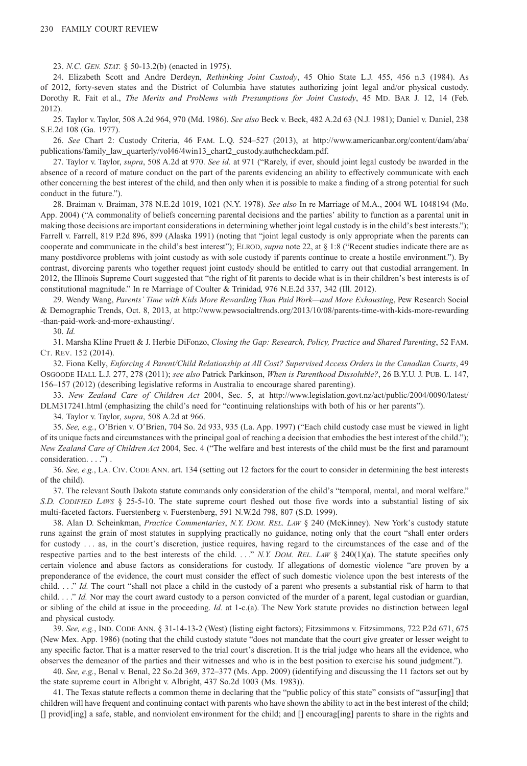23. *N.C. Gen. Stat.* § 50-13.2(b) (enacted in 1975).

24. Elizabeth Scott and Andre Derdeyn, *Rethinking Joint Custody*, 45 Ohio State L.J. 455, 456 n.3 (1984). As of 2012, forty-seven states and the District of Columbia have statutes authorizing joint legal and/or physical custody. Dorothy R. Fait et al., *The Merits and Problems with Presumptions for Joint Custody*, 45 Md. Bar J. 12, 14 (Feb. 2012).

25. Taylor v. Taylor, 508 A.2d 964, 970 (Md. 1986). *See also* Beck v. Beck, 482 A.2d 63 (N.J. 1981); Daniel v. Daniel, 238 S.E.2d 108 (Ga. 1977).

26. *See* Chart 2: Custody Criteria, 46 Fam. L.Q. 524–527 (2013), at http://www.americanbar.org/content/dam/aba/publications/family_law_quarterly/vol46/4win13_chart2_custody.authcheckdam.pdf.

27. Taylor v. Taylor, *supra*, 508 A.2d at 970. *See id.* at 971 ("Rarely, if ever, should joint legal custody be awarded in the absence of a record of mature conduct on the part of the parents evidencing an ability to effectively communicate with each other concerning the best interest of the child, and then only when it is possible to make a finding of a strong potential for such conduct in the future.").

28. Braiman v. Braiman, 378 N.E.2d 1019, 1021 (N.Y. 1978). *See also* In re Marriage of M.A., 2004 WL 1048194 (Mo. App. 2004) ("A commonality of beliefs concerning parental decisions and the parties' ability to function as a parental unit in making those decisions are important considerations in determining whether joint legal custody is in the child's best interests."); Farrell v. Farrell, 819 P.2d 896, 899 (Alaska 1991) (noting that "joint legal custody is only appropriate when the parents can cooperate and communicate in the child's best interest"); Elrod, *supra* note 22, at § 1:8 ("Recent studies indicate there are as many postdivorce problems with joint custody as with sole custody if parents continue to create a hostile environment."). By contrast, divorcing parents who together request joint custody should be entitled to carry out that custodial arrangement. In 2012, the Illinois Supreme Court suggested that "the right of fit parents to decide what is in their children's best interests is of constitutional magnitude." In re Marriage of Coulter & Trinidad, 976 N.E.2d 337, 342 (Ill. 2012).

29. Wendy Wang, *Parents' Time with Kids More Rewarding Than Paid Work—and More Exhausting*, Pew Research Social & Demographic Trends, Oct. 8, 2013, at http://www.pewsocialtrends.org/2013/10/08/parents-time-with-kids-more-rewarding-than-paid-work-and-more-exhausting/.

30. *Id.*

31. Marsha Kline Pruett & J. Herbie DiFonzo, *Closing the Gap: Research, Policy, Practice and Shared Parenting*, 52 Fam. Ct. Rev. 152 (2014).

32. Fiona Kelly, *Enforcing A Parent/Child Relationship at All Cost? Supervised Access Orders in the Canadian Courts*, 49 Osgoode Hall L.J. 277, 278 (2011); *see also* Patrick Parkinson, *When is Parenthood Dissoluble?*, 26 B.Y.U. J. Pub. L. 147, 156–157 (2012) (describing legislative reforms in Australia to encourage shared parenting).

33. *New Zealand Care of Children Act* 2004, Sec. 5, at http://www.legislation.govt.nz/act/public/2004/0090/latest/DLM317241.html (emphasizing the child's need for "continuing relationships with both of his or her parents").

34. Taylor v. Taylor, *supra*, 508 A.2d at 966.

35. *See, e.g.*, O'Brien v. O'Brien, 704 So. 2d 933, 935 (La. App. 1997) ("Each child custody case must be viewed in light of its unique facts and circumstances with the principal goal of reaching a decision that embodies the best interest of the child."); *New Zealand Care of Children Act* 2004, Sec. 4 ("The welfare and best interests of the child must be the first and paramount consideration. . . .") .

36. *See, e.g.*, La. Civ. Code Ann. art. 134 (setting out 12 factors for the court to consider in determining the best interests of the child).

37. The relevant South Dakota statute commands only consideration of the child's "temporal, mental, and moral welfare." *S.D. Codified Laws* § 25-5-10. The state supreme court fleshed out those five words into a substantial listing of six multi-faceted factors. Fuerstenberg v. Fuerstenberg, 591 N.W.2d 798, 807 (S.D. 1999).

38. Alan D. Scheinkman, *Practice Commentaries*, *N.Y. Dom. Rel. Law* § 240 (McKinney). New York's custody statute runs against the grain of most statutes in supplying practically no guidance, noting only that the court "shall enter orders for custody . . . as, in the court's discretion, justice requires, having regard to the circumstances of the case and of the respective parties and to the best interests of the child. . . ." *N.Y. Dom. Rel. Law* § 240(1)(a). The statute specifies only certain violence and abuse factors as considerations for custody. If allegations of domestic violence "are proven by a preponderance of the evidence, the court must consider the effect of such domestic violence upon the best interests of the child. . . ." *Id.* The court "shall not place a child in the custody of a parent who presents a substantial risk of harm to that child. . . ." *Id.* Nor may the court award custody to a person convicted of the murder of a parent, legal custodian or guardian, or sibling of the child at issue in the proceeding. *Id.* at 1-c.(a). The New York statute provides no distinction between legal and physical custody.

39. *See, e.g.*, Ind. Code Ann. § 31-14-13-2 (West) (listing eight factors); Fitzsimmons v. Fitzsimmons, 722 P.2d 671, 675 (New Mex. App. 1986) (noting that the child custody statute "does not mandate that the court give greater or lesser weight to any specific factor. That is a matter reserved to the trial court's discretion. It is the trial judge who hears all the evidence, who observes the demeanor of the parties and their witnesses and who is in the best position to exercise his sound judgment.").

40. *See, e.g.*, Benal v. Benal, 22 So.2d 369, 372–377 (Ms. App. 2009) (identifying and discussing the 11 factors set out by the state supreme court in Albright v. Albright, 437 So.2d 1003 (Ms. 1983)).

41. The Texas statute reflects a common theme in declaring that the "public policy of this state" consists of "assur[ing] that children will have frequent and continuing contact with parents who have shown the ability to act in the best interest of the child; [] provid[ing] a safe, stable, and nonviolent environment for the child; and [] encourag[ing] parents to share in the rights and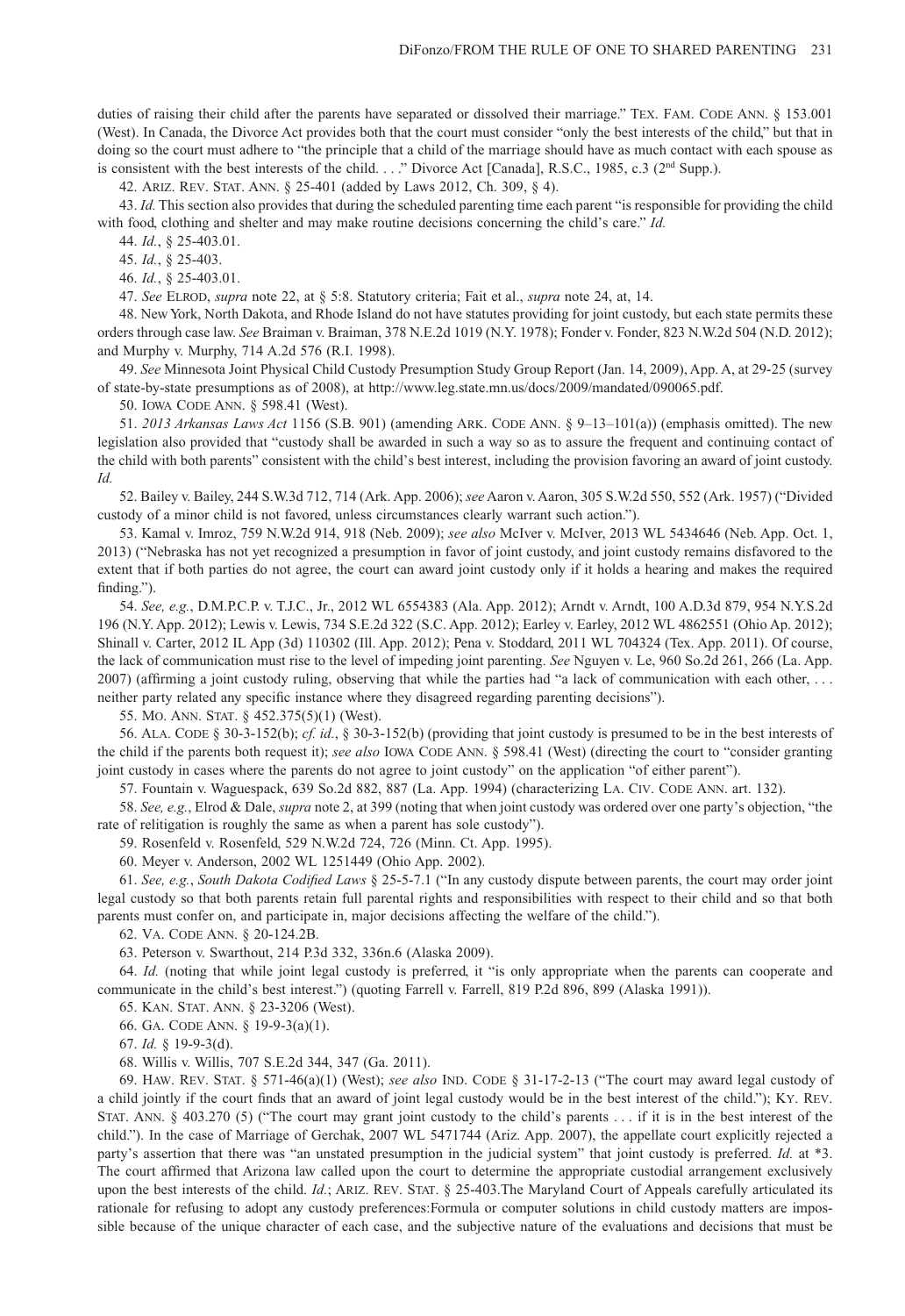duties of raising their child after the parents have separated or dissolved their marriage." TEX. FAM. CODE ANN. § 153.001 (West). In Canada, the Divorce Act provides both that the court must consider "only the best interests of the child," but that in doing so the court must adhere to "the principle that a child of the marriage should have as much contact with each spouse as is consistent with the best interests of the child. . . ." Divorce Act [Canada], R.S.C., 1985, c.3 (2nd Supp.).

42. ARIZ. REV. STAT. ANN. § 25-401 (added by Laws 2012, Ch. 309, § 4).

43. *Id.* This section also provides that during the scheduled parenting time each parent "is responsible for providing the child with food, clothing and shelter and may make routine decisions concerning the child's care." *Id.*

44. *Id.*, § 25-403.01.

45. *Id.*, § 25-403.

46. *Id.*, § 25-403.01.

47. *See* ELROD, *supra* note 22, at § 5:8. Statutory criteria; Fait et al., *supra* note 24, at, 14.

48. New York, North Dakota, and Rhode Island do not have statutes providing for joint custody, but each state permits these orders through case law. *See* Braiman v. Braiman, 378 N.E.2d 1019 (N.Y. 1978); Fonder v. Fonder, 823 N.W.2d 504 (N.D. 2012); and Murphy v. Murphy, 714 A.2d 576 (R.I. 1998).

49. *See* Minnesota Joint Physical Child Custody Presumption Study Group Report (Jan. 14, 2009), App. A, at 29-25 (survey of state-by-state presumptions as of 2008), at http://www.leg.state.mn.us/docs/2009/mandated/090065.pdf.

50. IOWA CODE ANN. § 598.41 (West).

51. *2013 Arkansas Laws Act* 1156 (S.B. 901) (amending ARK. CODE ANN. § 9–13–101(a)) (emphasis omitted). The new legislation also provided that "custody shall be awarded in such a way so as to assure the frequent and continuing contact of the child with both parents" consistent with the child's best interest, including the provision favoring an award of joint custody. *Id.*

52. Bailey v. Bailey, 244 S.W.3d 712, 714 (Ark. App. 2006); *see* Aaron v. Aaron, 305 S.W.2d 550, 552 (Ark. 1957) ("Divided custody of a minor child is not favored, unless circumstances clearly warrant such action.").

53. Kamal v. Imroz, 759 N.W.2d 914, 918 (Neb. 2009); *see also* McIver v. McIver, 2013 WL 5434646 (Neb. App. Oct. 1, 2013) ("Nebraska has not yet recognized a presumption in favor of joint custody, and joint custody remains disfavored to the extent that if both parties do not agree, the court can award joint custody only if it holds a hearing and makes the required finding.").

54. *See, e.g.*, D.M.P.C.P. v. T.J.C., Jr., 2012 WL 6554383 (Ala. App. 2012); Arndt v. Arndt, 100 A.D.3d 879, 954 N.Y.S.2d 196 (N.Y. App. 2012); Lewis v. Lewis, 734 S.E.2d 322 (S.C. App. 2012); Earley v. Earley, 2012 WL 4862551 (Ohio Ap. 2012); Shinall v. Carter, 2012 IL App (3d) 110302 (Ill. App. 2012); Pena v. Stoddard, 2011 WL 704324 (Tex. App. 2011). Of course, the lack of communication must rise to the level of impeding joint parenting. *See* Nguyen v. Le, 960 So.2d 261, 266 (La. App. 2007) (affirming a joint custody ruling, observing that while the parties had "a lack of communication with each other, . . . neither party related any specific instance where they disagreed regarding parenting decisions").

55. MO. ANN. STAT. § 452.375(5)(1) (West).

56. ALA. CODE § 30-3-152(b); *cf. id.*, § 30-3-152(b) (providing that joint custody is presumed to be in the best interests of the child if the parents both request it); *see also* IOWA CODE ANN. § 598.41 (West) (directing the court to "consider granting joint custody in cases where the parents do not agree to joint custody" on the application "of either parent").

57. Fountain v. Waguespack, 639 So.2d 882, 887 (La. App. 1994) (characterizing LA. CIV. CODE ANN. art. 132).

58. *See, e.g.*, Elrod & Dale, *supra* note 2, at 399 (noting that when joint custody was ordered over one party's objection, "the rate of relitigation is roughly the same as when a parent has sole custody").

59. Rosenfeld v. Rosenfeld, 529 N.W.2d 724, 726 (Minn. Ct. App. 1995).

60. Meyer v. Anderson, 2002 WL 1251449 (Ohio App. 2002).

61. *See, e.g.*, *South Dakota Codified Laws* § 25-5-7.1 ("In any custody dispute between parents, the court may order joint legal custody so that both parents retain full parental rights and responsibilities with respect to their child and so that both parents must confer on, and participate in, major decisions affecting the welfare of the child.").

62. VA. CODE ANN. § 20-124.2B.

63. Peterson v. Swarthout, 214 P.3d 332, 336n.6 (Alaska 2009).

64. *Id.* (noting that while joint legal custody is preferred, it "is only appropriate when the parents can cooperate and communicate in the child's best interest.") (quoting Farrell v. Farrell, 819 P.2d 896, 899 (Alaska 1991)).

65. KAN. STAT. ANN. § 23-3206 (West).

66. GA. CODE ANN. § 19-9-3(a)(1).

67. *Id.* § 19-9-3(d).

68. Willis v. Willis, 707 S.E.2d 344, 347 (Ga. 2011).

69. HAW. REV. STAT. § 571-46(a)(1) (West); *see also* IND. CODE § 31-17-2-13 ("The court may award legal custody of a child jointly if the court finds that an award of joint legal custody would be in the best interest of the child."); KY. REV. STAT. ANN. § 403.270 (5) ("The court may grant joint custody to the child's parents . . . if it is in the best interest of the child."). In the case of Marriage of Gerchak, 2007 WL 5471744 (Ariz. App. 2007), the appellate court explicitly rejected a party's assertion that there was "an unstated presumption in the judicial system" that joint custody is preferred. *Id.* at *3. The court affirmed that Arizona law called upon the court to determine the appropriate custodial arrangement exclusively upon the best interests of the child. *Id.*; ARIZ. REV. STAT. § 25-403.The Maryland Court of Appeals carefully articulated its rationale for refusing to adopt any custody preferences:Formula or computer solutions in child custody matters are impossible because of the unique character of each case, and the subjective nature of the evaluations and decisions that must be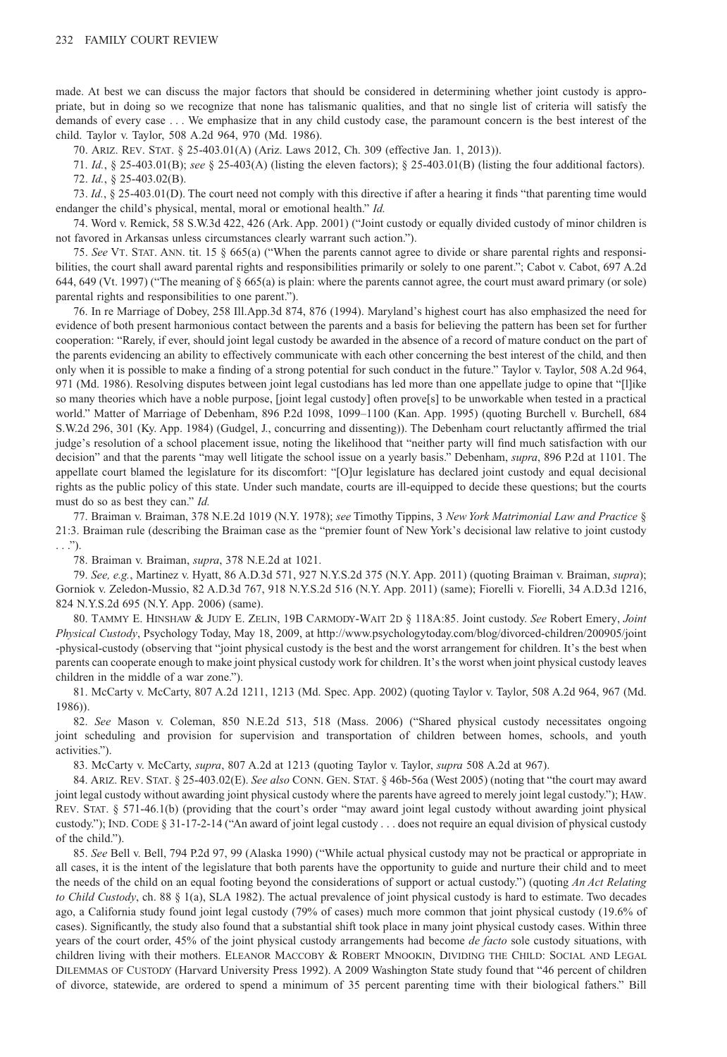made. At best we can discuss the major factors that should be considered in determining whether joint custody is appropriate, but in doing so we recognize that none has talismanic qualities, and that no single list of criteria will satisfy the demands of every case . . . We emphasize that in any child custody case, the paramount concern is the best interest of the child. Taylor v. Taylor, 508 A.2d 964, 970 (Md. 1986).

70. ARIZ. REV. STAT. § 25-403.01(A) (Ariz. Laws 2012, Ch. 309 (effective Jan. 1, 2013)).

71. *Id.*, § 25-403.01(B); *see* § 25-403(A) (listing the eleven factors); § 25-403.01(B) (listing the four additional factors).

72. *Id.*, § 25-403.02(B).

73. *Id.*, § 25-403.01(D). The court need not comply with this directive if after a hearing it finds "that parenting time would endanger the child's physical, mental, moral or emotional health." *Id.*

74. Word v. Remick, 58 S.W.3d 422, 426 (Ark. App. 2001) ("Joint custody or equally divided custody of minor children is not favored in Arkansas unless circumstances clearly warrant such action.").

75. *See* VT. STAT. ANN. tit. 15 § 665(a) ("When the parents cannot agree to divide or share parental rights and responsibilities, the court shall award parental rights and responsibilities primarily or solely to one parent."; Cabot v. Cabot, 697 A.2d 644, 649 (Vt. 1997) ("The meaning of § 665(a) is plain: where the parents cannot agree, the court must award primary (or sole) parental rights and responsibilities to one parent.").

76. In re Marriage of Dobey, 258 Ill.App.3d 874, 876 (1994). Maryland's highest court has also emphasized the need for evidence of both present harmonious contact between the parents and a basis for believing the pattern has been set for further cooperation: "Rarely, if ever, should joint legal custody be awarded in the absence of a record of mature conduct on the part of the parents evidencing an ability to effectively communicate with each other concerning the best interest of the child, and then only when it is possible to make a finding of a strong potential for such conduct in the future." Taylor v. Taylor, 508 A.2d 964, 971 (Md. 1986). Resolving disputes between joint legal custodians has led more than one appellate judge to opine that "[l]ike so many theories which have a noble purpose, [joint legal custody] often prove[s] to be unworkable when tested in a practical world." Matter of Marriage of Debenham, 896 P.2d 1098, 1099–1100 (Kan. App. 1995) (quoting Burchell v. Burchell, 684 S.W.2d 296, 301 (Ky. App. 1984) (Gudgel, J., concurring and dissenting)). The Debenham court reluctantly affirmed the trial judge's resolution of a school placement issue, noting the likelihood that "neither party will find much satisfaction with our decision" and that the parents "may well litigate the school issue on a yearly basis." Debenham, *supra*, 896 P.2d at 1101. The appellate court blamed the legislature for its discomfort: "[O]ur legislature has declared joint custody and equal decisional rights as the public policy of this state. Under such mandate, courts are ill-equipped to decide these questions; but the courts must do so as best they can." *Id.*

77. Braiman v. Braiman, 378 N.E.2d 1019 (N.Y. 1978); *see* Timothy Tippins, 3 *New York Matrimonial Law and Practice* § 21:3. Braiman rule (describing the Braiman case as the "premier fount of New York's decisional law relative to joint custody . . .").

78. Braiman v. Braiman, *supra*, 378 N.E.2d at 1021.

79. *See, e.g.*, Martinez v. Hyatt, 86 A.D.3d 571, 927 N.Y.S.2d 375 (N.Y. App. 2011) (quoting Braiman v. Braiman, *supra*); Gorniok v. Zeledon-Mussio, 82 A.D.3d 767, 918 N.Y.S.2d 516 (N.Y. App. 2011) (same); Fiorelli v. Fiorelli, 34 A.D.3d 1216, 824 N.Y.S.2d 695 (N.Y. App. 2006) (same).

80. TAMMY E. HINSHAW & JUDY E. ZELIN, 19B CARMODY-WAIT 2D § 118A:85. Joint custody. *See* Robert Emery, *Joint Physical Custody*, Psychology Today, May 18, 2009, at http://www.psychologytoday.com/blog/divorced-children/200905/joint-physical-custody (observing that "joint physical custody is the best and the worst arrangement for children. It's the best when parents can cooperate enough to make joint physical custody work for children. It's the worst when joint physical custody leaves children in the middle of a war zone.").

81. McCarty v. McCarty, 807 A.2d 1211, 1213 (Md. Spec. App. 2002) (quoting Taylor v. Taylor, 508 A.2d 964, 967 (Md. 1986)).

82. *See* Mason v. Coleman, 850 N.E.2d 513, 518 (Mass. 2006) ("Shared physical custody necessitates ongoing joint scheduling and provision for supervision and transportation of children between homes, schools, and youth activities.").

83. McCarty v. McCarty, *supra*, 807 A.2d at 1213 (quoting Taylor v. Taylor, *supra* 508 A.2d at 967).

84. ARIZ. REV. STAT. § 25-403.02(E). *See also* CONN. GEN. STAT. § 46b-56a (West 2005) (noting that "the court may award joint legal custody without awarding joint physical custody where the parents have agreed to merely joint legal custody."); HAW. REV. STAT. § 571-46.1(b) (providing that the court's order "may award joint legal custody without awarding joint physical custody."); IND. CODE § 31-17-2-14 ("An award of joint legal custody . . . does not require an equal division of physical custody of the child.").

85. *See* Bell v. Bell, 794 P.2d 97, 99 (Alaska 1990) ("While actual physical custody may not be practical or appropriate in all cases, it is the intent of the legislature that both parents have the opportunity to guide and nurture their child and to meet the needs of the child on an equal footing beyond the considerations of support or actual custody.") (quoting *An Act Relating to Child Custody*, ch. 88 § 1(a), SLA 1982). The actual prevalence of joint physical custody is hard to estimate. Two decades ago, a California study found joint legal custody (79% of cases) much more common that joint physical custody (19.6% of cases). Significantly, the study also found that a substantial shift took place in many joint physical custody cases. Within three years of the court order, 45% of the joint physical custody arrangements had become *de facto* sole custody situations, with children living with their mothers. ELEANOR MACCOBY & ROBERT MNOOKIN, DIVIDING THE CHILD: SOCIAL AND LEGAL DILEMMAS OF CUSTODY (Harvard University Press 1992). A 2009 Washington State study found that "46 percent of children of divorce, statewide, are ordered to spend a minimum of 35 percent parenting time with their biological fathers." Bill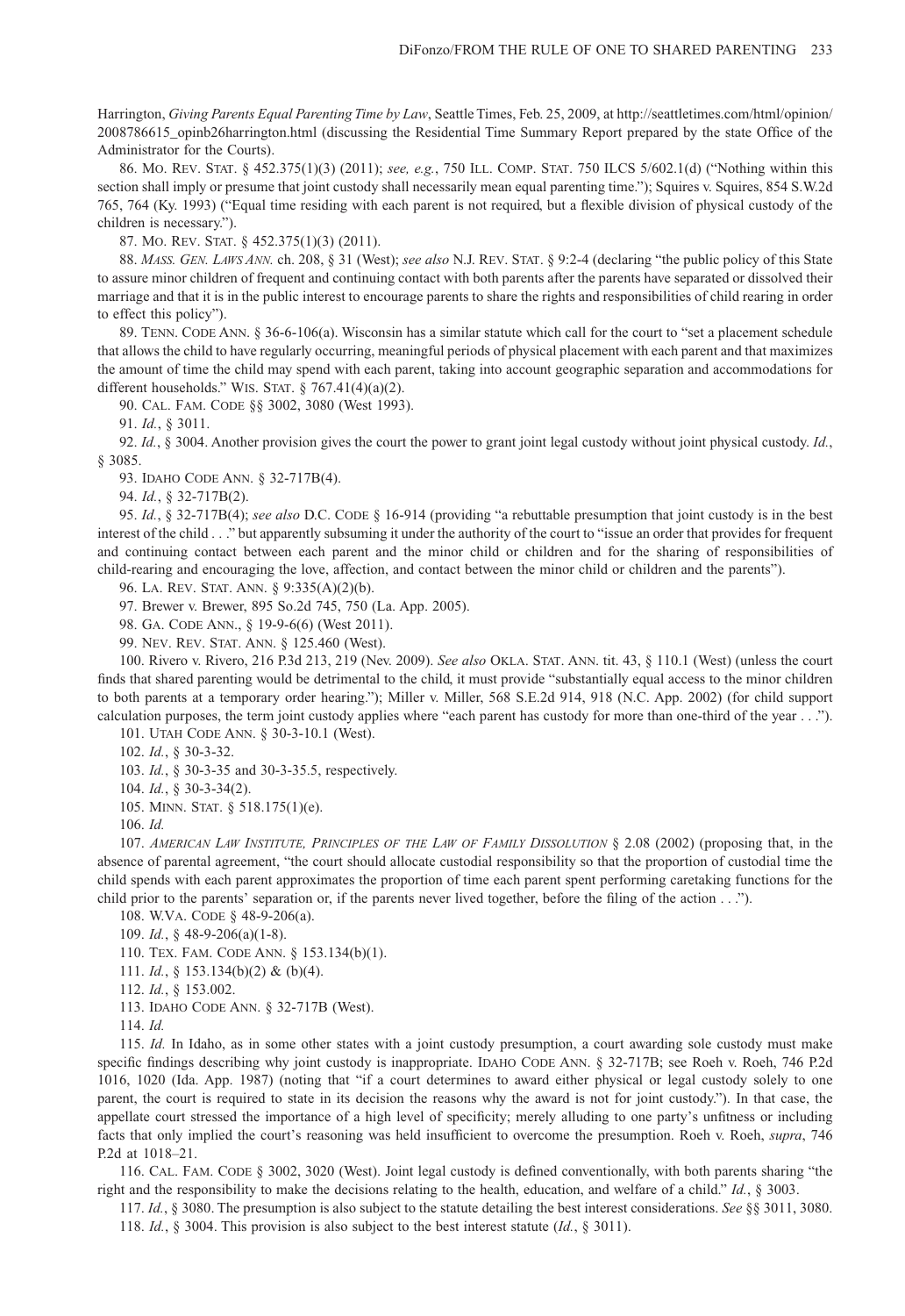Harrington, *Giving Parents Equal Parenting Time by Law*, Seattle Times, Feb. 25, 2009, at http://seattletimes.com/html/opinion/2008786615_opinb26harrington.html (discussing the Residential Time Summary Report prepared by the state Office of the Administrator for the Courts).

86. MO. REV. STAT. § 452.375(1)(3) (2011); *see, e.g.*, 750 ILL. COMP. STAT. 750 ILCS 5/602.1(d) ("Nothing within this section shall imply or presume that joint custody shall necessarily mean equal parenting time."); Squires v. Squires, 854 S.W.2d 765, 764 (Ky. 1993) ("Equal time residing with each parent is not required, but a flexible division of physical custody of the children is necessary.").

87. MO. REV. STAT. § 452.375(1)(3) (2011).

88. *MASS. GEN. LAWS ANN.* ch. 208, § 31 (West); *see also* N.J. REV. STAT. § 9:2-4 (declaring "the public policy of this State to assure minor children of frequent and continuing contact with both parents after the parents have separated or dissolved their marriage and that it is in the public interest to encourage parents to share the rights and responsibilities of child rearing in order to effect this policy").

89. TENN. CODE ANN. § 36-6-106(a). Wisconsin has a similar statute which call for the court to "set a placement schedule that allows the child to have regularly occurring, meaningful periods of physical placement with each parent and that maximizes the amount of time the child may spend with each parent, taking into account geographic separation and accommodations for different households." WIS. STAT. § 767.41(4)(a)(2).

90. CAL. FAM. CODE §§ 3002, 3080 (West 1993).

91. *Id.*, § 3011.

92. *Id.*, § 3004. Another provision gives the court the power to grant joint legal custody without joint physical custody. *Id.*, § 3085.

93. IDAHO CODE ANN. § 32-717B(4).

94. *Id.*, § 32-717B(2).

95. *Id.*, § 32-717B(4); *see also* D.C. CODE § 16-914 (providing "a rebuttable presumption that joint custody is in the best interest of the child . . ." but apparently subsuming it under the authority of the court to "issue an order that provides for frequent and continuing contact between each parent and the minor child or children and for the sharing of responsibilities of child-rearing and encouraging the love, affection, and contact between the minor child or children and the parents").

96. LA. REV. STAT. ANN. § 9:335(A)(2)(b).

97. Brewer v. Brewer, 895 So.2d 745, 750 (La. App. 2005).

98. GA. CODE ANN., § 19-9-6(6) (West 2011).

99. NEV. REV. STAT. ANN. § 125.460 (West).

100. Rivero v. Rivero, 216 P.3d 213, 219 (Nev. 2009). *See also* OKLA. STAT. ANN. tit. 43, § 110.1 (West) (unless the court finds that shared parenting would be detrimental to the child, it must provide "substantially equal access to the minor children to both parents at a temporary order hearing."); Miller v. Miller, 568 S.E.2d 914, 918 (N.C. App. 2002) (for child support calculation purposes, the term joint custody applies where "each parent has custody for more than one-third of the year . . .").

101. UTAH CODE ANN. § 30-3-10.1 (West).

102. *Id.*, § 30-3-32.

103. *Id.*, § 30-3-35 and 30-3-35.5, respectively.

104. *Id.*, § 30-3-34(2).

105. MINN. STAT. § 518.175(1)(e).

106. *Id.*

107. *AMERICAN LAW INSTITUTE, PRINCIPLES OF THE LAW OF FAMILY DISSOLUTION* § 2.08 (2002) (proposing that, in the absence of parental agreement, "the court should allocate custodial responsibility so that the proportion of custodial time the child spends with each parent approximates the proportion of time each parent spent performing caretaking functions for the child prior to the parents' separation or, if the parents never lived together, before the filing of the action . . .").

108. W.VA. CODE § 48-9-206(a).

109. *Id.*, § 48-9-206(a)(1-8).

110. TEX. FAM. CODE ANN. § 153.134(b)(1).

111. *Id.*, § 153.134(b)(2) & (b)(4).

112. *Id.*, § 153.002.

113. IDAHO CODE ANN. § 32-717B (West).

114. *Id.*

115. *Id.* In Idaho, as in some other states with a joint custody presumption, a court awarding sole custody must make specific findings describing why joint custody is inappropriate. IDAHO CODE ANN. § 32-717B; see Roeh v. Roeh, 746 P.2d 1016, 1020 (Ida. App. 1987) (noting that "if a court determines to award either physical or legal custody solely to one parent, the court is required to state in its decision the reasons why the award is not for joint custody."). In that case, the appellate court stressed the importance of a high level of specificity; merely alluding to one party's unfitness or including facts that only implied the court's reasoning was held insufficient to overcome the presumption. Roeh v. Roeh, *supra*, 746 P.2d at 1018–21.

116. CAL. FAM. CODE § 3002, 3020 (West). Joint legal custody is defined conventionally, with both parents sharing "the right and the responsibility to make the decisions relating to the health, education, and welfare of a child." *Id.*, § 3003.

117. *Id.*, § 3080. The presumption is also subject to the statute detailing the best interest considerations. *See* §§ 3011, 3080.

118. *Id.*, § 3004. This provision is also subject to the best interest statute (*Id.*, § 3011).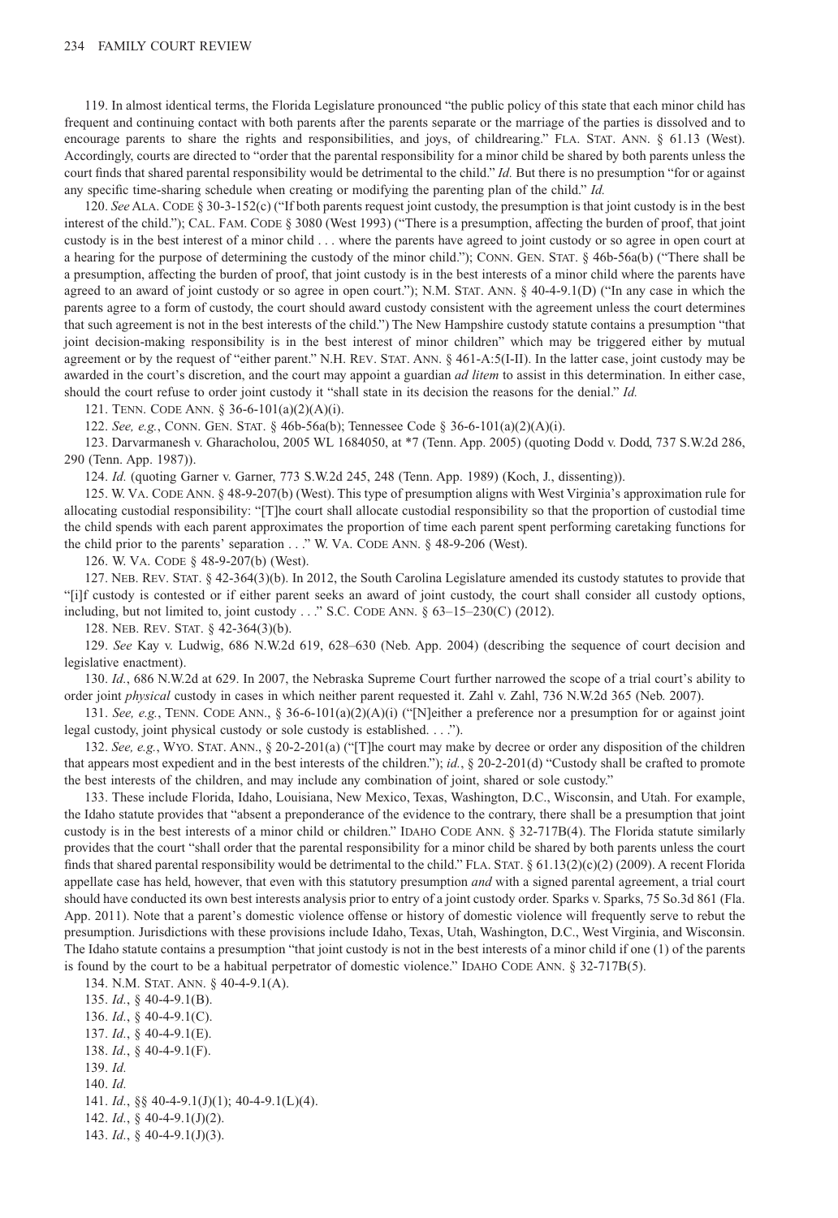119. In almost identical terms, the Florida Legislature pronounced "the public policy of this state that each minor child has frequent and continuing contact with both parents after the parents separate or the marriage of the parties is dissolved and to encourage parents to share the rights and responsibilities, and joys, of childrearing." FLA. STAT. ANN. § 61.13 (West). Accordingly, courts are directed to "order that the parental responsibility for a minor child be shared by both parents unless the court finds that shared parental responsibility would be detrimental to the child." *Id.* But there is no presumption "for or against any specific time-sharing schedule when creating or modifying the parenting plan of the child." *Id.*

120. *See* ALA. CODE § 30-3-152(c) ("If both parents request joint custody, the presumption is that joint custody is in the best interest of the child."); CAL. FAM. CODE § 3080 (West 1993) ("There is a presumption, affecting the burden of proof, that joint custody is in the best interest of a minor child . . . where the parents have agreed to joint custody or so agree in open court at a hearing for the purpose of determining the custody of the minor child."); CONN. GEN. STAT. § 46b-56a(b) ("There shall be a presumption, affecting the burden of proof, that joint custody is in the best interests of a minor child where the parents have agreed to an award of joint custody or so agree in open court."); N.M. STAT. ANN. § 40-4-9.1(D) ("In any case in which the parents agree to a form of custody, the court should award custody consistent with the agreement unless the court determines that such agreement is not in the best interests of the child.") The New Hampshire custody statute contains a presumption "that joint decision-making responsibility is in the best interest of minor children" which may be triggered either by mutual agreement or by the request of "either parent." N.H. REV. STAT. ANN. § 461-A:5(I-II). In the latter case, joint custody may be awarded in the court's discretion, and the court may appoint a guardian *ad litem* to assist in this determination. In either case, should the court refuse to order joint custody it "shall state in its decision the reasons for the denial." *Id.*

121. TENN. CODE ANN. § 36-6-101(a)(2)(A)(i).

122. *See, e.g.*, CONN. GEN. STAT. § 46b-56a(b); Tennessee Code § 36-6-101(a)(2)(A)(i).

123. Darvarmanesh v. Gharacholou, 2005 WL 1684050, at *7 (Tenn. App. 2005) (quoting Dodd v. Dodd, 737 S.W.2d 286, 290 (Tenn. App. 1987)).

124. *Id.* (quoting Garner v. Garner, 773 S.W.2d 245, 248 (Tenn. App. 1989) (Koch, J., dissenting)).

125. W. VA. CODE ANN. § 48-9-207(b) (West). This type of presumption aligns with West Virginia's approximation rule for allocating custodial responsibility: "[T]he court shall allocate custodial responsibility so that the proportion of custodial time the child spends with each parent approximates the proportion of time each parent spent performing caretaking functions for the child prior to the parents' separation . . ." W. VA. CODE ANN. § 48-9-206 (West).

126. W. VA. CODE § 48-9-207(b) (West).

127. NEB. REV. STAT. § 42-364(3)(b). In 2012, the South Carolina Legislature amended its custody statutes to provide that "[i]f custody is contested or if either parent seeks an award of joint custody, the court shall consider all custody options, including, but not limited to, joint custody . . ." S.C. CODE ANN. § 63–15–230(C) (2012).

128. NEB. REV. STAT. § 42-364(3)(b).

129. *See* Kay v. Ludwig, 686 N.W.2d 619, 628–630 (Neb. App. 2004) (describing the sequence of court decision and legislative enactment).

130. *Id.*, 686 N.W.2d at 629. In 2007, the Nebraska Supreme Court further narrowed the scope of a trial court's ability to order joint *physical* custody in cases in which neither parent requested it. Zahl v. Zahl, 736 N.W.2d 365 (Neb. 2007).

131. *See, e.g.*, TENN. CODE ANN., § 36-6-101(a)(2)(A)(i) ("[N]either a preference nor a presumption for or against joint legal custody, joint physical custody or sole custody is established. . . .").

132. *See, e.g.*, WYO. STAT. ANN., § 20-2-201(a) ("[T]he court may make by decree or order any disposition of the children that appears most expedient and in the best interests of the children."); *id.*, § 20-2-201(d) "Custody shall be crafted to promote the best interests of the children, and may include any combination of joint, shared or sole custody."

133. These include Florida, Idaho, Louisiana, New Mexico, Texas, Washington, D.C., Wisconsin, and Utah. For example, the Idaho statute provides that "absent a preponderance of the evidence to the contrary, there shall be a presumption that joint custody is in the best interests of a minor child or children." IDAHO CODE ANN. § 32-717B(4). The Florida statute similarly provides that the court "shall order that the parental responsibility for a minor child be shared by both parents unless the court finds that shared parental responsibility would be detrimental to the child." FLA. STAT. § 61.13(2)(c)(2) (2009). A recent Florida appellate case has held, however, that even with this statutory presumption *and* with a signed parental agreement, a trial court should have conducted its own best interests analysis prior to entry of a joint custody order. Sparks v. Sparks, 75 So.3d 861 (Fla. App. 2011). Note that a parent's domestic violence offense or history of domestic violence will frequently serve to rebut the presumption. Jurisdictions with these provisions include Idaho, Texas, Utah, Washington, D.C., West Virginia, and Wisconsin. The Idaho statute contains a presumption "that joint custody is not in the best interests of a minor child if one (1) of the parents is found by the court to be a habitual perpetrator of domestic violence." IDAHO CODE ANN. § 32-717B(5).

134. N.M. STAT. ANN. § 40-4-9.1(A).

135. *Id.*, § 40-4-9.1(B).

136. *Id.*, § 40-4-9.1(C).

137. *Id.*, § 40-4-9.1(E).

138. *Id.*, § 40-4-9.1(F).

139. *Id.*

140. *Id.*

141. *Id.*, §§ 40-4-9.1(J)(1); 40-4-9.1(L)(4).

142. *Id.*, § 40-4-9.1(J)(2).

143. *Id.*, § 40-4-9.1(J)(3).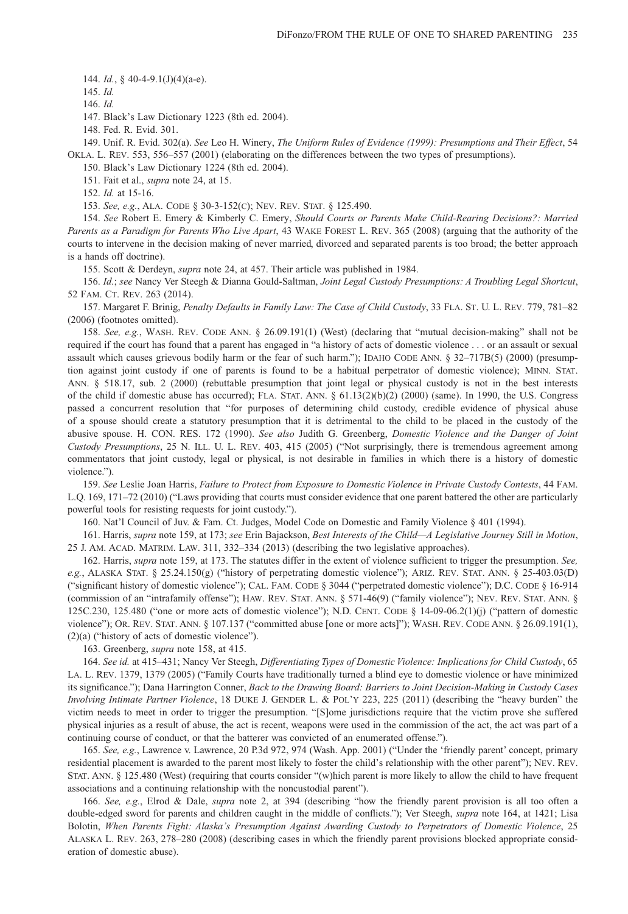144. *Id.*, § 40-4-9.1(J)(4)(a-e).

145. *Id.*

146. *Id.*

147. Black's Law Dictionary 1223 (8th ed. 2004).

148. Fed. R. Evid. 301.

149. Unif. R. Evid. 302(a). *See* Leo H. Winery, *The Uniform Rules of Evidence (1999): Presumptions and Their Effect*, 54 OKLA. L. REV. 553, 556–557 (2001) (elaborating on the differences between the two types of presumptions).

150. Black's Law Dictionary 1224 (8th ed. 2004).

151. Fait et al., *supra* note 24, at 15.

152. *Id.* at 15-16.

153. *See, e.g.*, ALA. CODE § 30-3-152(C); NEV. REV. STAT. § 125.490.

154. *See* Robert E. Emery & Kimberly C. Emery, *Should Courts or Parents Make Child-Rearing Decisions?: Married Parents as a Paradigm for Parents Who Live Apart*, 43 WAKE FOREST L. REV. 365 (2008) (arguing that the authority of the courts to intervene in the decision making of never married, divorced and separated parents is too broad; the better approach is a hands off doctrine).

155. Scott & Derdeyn, *supra* note 24, at 457. Their article was published in 1984.

156. *Id.*; *see* Nancy Ver Steegh & Dianna Gould-Saltman, *Joint Legal Custody Presumptions: A Troubling Legal Shortcut*, 52 FAM. CT. REV. 263 (2014).

157. Margaret F. Brinig, *Penalty Defaults in Family Law: The Case of Child Custody*, 33 FLA. ST. U. L. REV. 779, 781–82 (2006) (footnotes omitted).

158. *See, e.g.*, WASH. REV. CODE ANN. § 26.09.191(1) (West) (declaring that "mutual decision-making" shall not be required if the court has found that a parent has engaged in "a history of acts of domestic violence . . . or an assault or sexual assault which causes grievous bodily harm or the fear of such harm."); IDAHO CODE ANN. § 32–717B(5) (2000) (presumption against joint custody if one of parents is found to be a habitual perpetrator of domestic violence); MINN. STAT. ANN. § 518.17, sub. 2 (2000) (rebuttable presumption that joint legal or physical custody is not in the best interests of the child if domestic abuse has occurred); FLA. STAT. ANN. § 61.13(2)(b)(2) (2000) (same). In 1990, the U.S. Congress passed a concurrent resolution that "for purposes of determining child custody, credible evidence of physical abuse of a spouse should create a statutory presumption that it is detrimental to the child to be placed in the custody of the abusive spouse. H. CON. RES. 172 (1990). *See also* Judith G. Greenberg, *Domestic Violence and the Danger of Joint Custody Presumptions*, 25 N. ILL. U. L. REV. 403, 415 (2005) ("Not surprisingly, there is tremendous agreement among commentators that joint custody, legal or physical, is not desirable in families in which there is a history of domestic violence.").

159. *See* Leslie Joan Harris, *Failure to Protect from Exposure to Domestic Violence in Private Custody Contests*, 44 FAM. L.Q. 169, 171–72 (2010) ("Laws providing that courts must consider evidence that one parent battered the other are particularly powerful tools for resisting requests for joint custody.").

160. Nat'l Council of Juv. & Fam. Ct. Judges, Model Code on Domestic and Family Violence § 401 (1994).

161. Harris, *supra* note 159, at 173; *see* Erin Bajackson, *Best Interests of the Child—A Legislative Journey Still in Motion*, 25 J. AM. ACAD. MATRIM. LAW. 311, 332–334 (2013) (describing the two legislative approaches).

162. Harris, *supra* note 159, at 173. The statutes differ in the extent of violence sufficient to trigger the presumption. *See, e.g.*, ALASKA STAT. § 25.24.150(g) ("history of perpetrating domestic violence"); ARIZ. REV. STAT. ANN. § 25-403.03(D) ("significant history of domestic violence"); CAL. FAM. CODE § 3044 ("perpetrated domestic violence"); D.C. CODE § 16-914 (commission of an "intrafamily offense"); HAW. REV. STAT. ANN. § 571-46(9) ("family violence"); NEV. REV. STAT. ANN. § 125C.230, 125.480 ("one or more acts of domestic violence"); N.D. CENT. CODE § 14-09-06.2(1)(j) ("pattern of domestic violence"); OR. REV. STAT. ANN. § 107.137 ("committed abuse [one or more acts]"); WASH. REV. CODE ANN. § 26.09.191(1), (2)(a) ("history of acts of domestic violence").

163. Greenberg, *supra* note 158, at 415.

164. *See id.* at 415–431; Nancy Ver Steegh, *Differentiating Types of Domestic Violence: Implications for Child Custody*, 65 LA. L. REV. 1379, 1379 (2005) ("Family Courts have traditionally turned a blind eye to domestic violence or have minimized its significance."); Dana Harrington Conner, *Back to the Drawing Board: Barriers to Joint Decision-Making in Custody Cases Involving Intimate Partner Violence*, 18 DUKE J. GENDER L. & POL'Y 223, 225 (2011) (describing the "heavy burden" the victim needs to meet in order to trigger the presumption. "[S]ome jurisdictions require that the victim prove she suffered physical injuries as a result of abuse, the act is recent, weapons were used in the commission of the act, the act was part of a continuing course of conduct, or that the batterer was convicted of an enumerated offense.").

165. *See, e.g.*, Lawrence v. Lawrence, 20 P.3d 972, 974 (Wash. App. 2001) ("Under the 'friendly parent' concept, primary residential placement is awarded to the parent most likely to foster the child's relationship with the other parent"); NEV. REV. STAT. ANN. § 125.480 (West) (requiring that courts consider "(w)hich parent is more likely to allow the child to have frequent associations and a continuing relationship with the noncustodial parent").

166. *See, e.g.*, Elrod & Dale, *supra* note 2, at 394 (describing "how the friendly parent provision is all too often a double-edged sword for parents and children caught in the middle of conflicts."); Ver Steegh, *supra* note 164, at 1421; Lisa Bolotin, *When Parents Fight: Alaska's Presumption Against Awarding Custody to Perpetrators of Domestic Violence*, 25 ALASKA L. REV. 263, 278–280 (2008) (describing cases in which the friendly parent provisions blocked appropriate consideration of domestic abuse).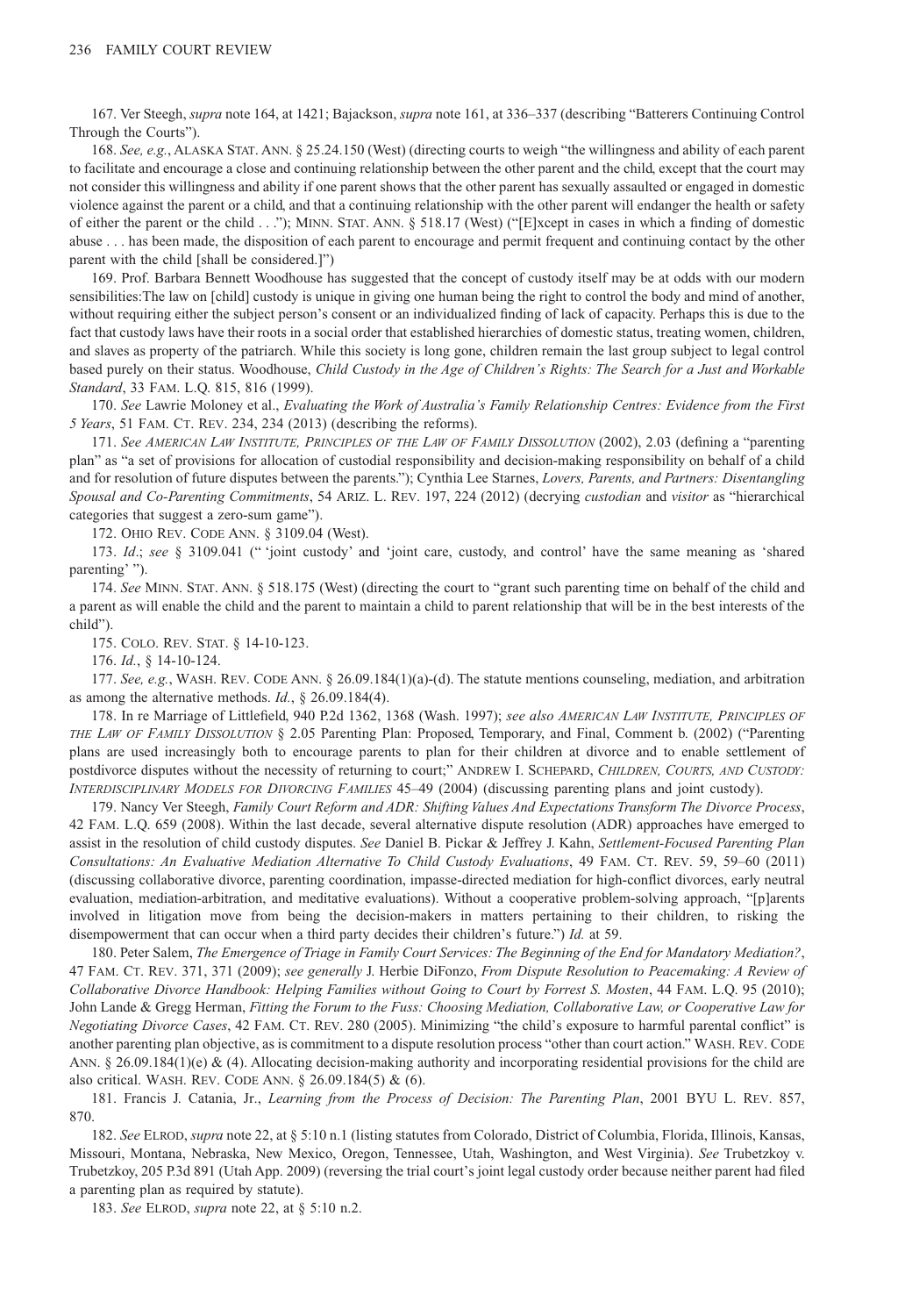167. Ver Steegh, *supra* note 164, at 1421; Bajackson, *supra* note 161, at 336–337 (describing "Batterers Continuing Control Through the Courts").

168. *See, e.g.*, ALASKA STAT. ANN. § 25.24.150 (West) (directing courts to weigh "the willingness and ability of each parent to facilitate and encourage a close and continuing relationship between the other parent and the child, except that the court may not consider this willingness and ability if one parent shows that the other parent has sexually assaulted or engaged in domestic violence against the parent or a child, and that a continuing relationship with the other parent will endanger the health or safety of either the parent or the child . . ."); MINN. STAT. ANN. § 518.17 (West) ("[E]xcept in cases in which a finding of domestic abuse . . . has been made, the disposition of each parent to encourage and permit frequent and continuing contact by the other parent with the child [shall be considered.]")

169. Prof. Barbara Bennett Woodhouse has suggested that the concept of custody itself may be at odds with our modern sensibilities:The law on [child] custody is unique in giving one human being the right to control the body and mind of another, without requiring either the subject person's consent or an individualized finding of lack of capacity. Perhaps this is due to the fact that custody laws have their roots in a social order that established hierarchies of domestic status, treating women, children, and slaves as property of the patriarch. While this society is long gone, children remain the last group subject to legal control based purely on their status. Woodhouse, *Child Custody in the Age of Children's Rights: The Search for a Just and Workable Standard*, 33 FAM. L.Q. 815, 816 (1999).

170. *See* Lawrie Moloney et al., *Evaluating the Work of Australia's Family Relationship Centres: Evidence from the First 5 Years*, 51 FAM. CT. REV. 234, 234 (2013) (describing the reforms).

171. *See AMERICAN LAW INSTITUTE, PRINCIPLES OF THE LAW OF FAMILY DISSOLUTION* (2002), 2.03 (defining a "parenting plan" as "a set of provisions for allocation of custodial responsibility and decision-making responsibility on behalf of a child and for resolution of future disputes between the parents."); Cynthia Lee Starnes, *Lovers, Parents, and Partners: Disentangling Spousal and Co-Parenting Commitments*, 54 ARIZ. L. REV. 197, 224 (2012) (decrying *custodian* and *visitor* as "hierarchical categories that suggest a zero-sum game").

172. OHIO REV. CODE ANN. § 3109.04 (West).

173. *Id.*; *see* § 3109.041 (" 'joint custody' and 'joint care, custody, and control' have the same meaning as 'shared parenting' ").

174. *See* MINN. STAT. ANN. § 518.175 (West) (directing the court to "grant such parenting time on behalf of the child and a parent as will enable the child and the parent to maintain a child to parent relationship that will be in the best interests of the child").

175. COLO. REV. STAT. § 14-10-123.

176. *Id.*, § 14-10-124.

177. *See, e.g.*, WASH. REV. CODE ANN. § 26.09.184(1)(a)-(d). The statute mentions counseling, mediation, and arbitration as among the alternative methods. *Id.*, § 26.09.184(4).

178. In re Marriage of Littlefield, 940 P.2d 1362, 1368 (Wash. 1997); *see also AMERICAN LAW INSTITUTE, PRINCIPLES OF THE LAW OF FAMILY DISSOLUTION* § 2.05 Parenting Plan: Proposed, Temporary, and Final, Comment b. (2002) ("Parenting plans are used increasingly both to encourage parents to plan for their children at divorce and to enable settlement of postdivorce disputes without the necessity of returning to court;" ANDREW I. SCHEPARD, *CHILDREN, COURTS, AND CUSTODY: INTERDISCIPLINARY MODELS FOR DIVORCING FAMILIES* 45–49 (2004) (discussing parenting plans and joint custody).

179. Nancy Ver Steegh, *Family Court Reform and ADR: Shifting Values And Expectations Transform The Divorce Process*, 42 FAM. L.Q. 659 (2008). Within the last decade, several alternative dispute resolution (ADR) approaches have emerged to assist in the resolution of child custody disputes. *See* Daniel B. Pickar & Jeffrey J. Kahn, *Settlement-Focused Parenting Plan Consultations: An Evaluative Mediation Alternative To Child Custody Evaluations*, 49 FAM. CT. REV. 59, 59–60 (2011) (discussing collaborative divorce, parenting coordination, impasse-directed mediation for high-conflict divorces, early neutral evaluation, mediation-arbitration, and meditative evaluations). Without a cooperative problem-solving approach, "[p]arents involved in litigation move from being the decision-makers in matters pertaining to their children, to risking the disempowerment that can occur when a third party decides their children's future.") *Id.* at 59.

180. Peter Salem, *The Emergence of Triage in Family Court Services: The Beginning of the End for Mandatory Mediation?*, 47 FAM. CT. REV. 371, 371 (2009); *see generally* J. Herbie DiFonzo, *From Dispute Resolution to Peacemaking: A Review of Collaborative Divorce Handbook: Helping Families without Going to Court by Forrest S. Mosten*, 44 FAM. L.Q. 95 (2010); John Lande & Gregg Herman, *Fitting the Forum to the Fuss: Choosing Mediation, Collaborative Law, or Cooperative Law for Negotiating Divorce Cases*, 42 FAM. CT. REV. 280 (2005). Minimizing "the child's exposure to harmful parental conflict" is another parenting plan objective, as is commitment to a dispute resolution process "other than court action." WASH. REV. CODE ANN. § 26.09.184(1)(e) & (4). Allocating decision-making authority and incorporating residential provisions for the child are also critical. WASH. REV. CODE ANN. § 26.09.184(5) & (6).

181. Francis J. Catania, Jr., *Learning from the Process of Decision: The Parenting Plan*, 2001 BYU L. REV. 857, 870.

182. *See* ELROD, *supra* note 22, at § 5:10 n.1 (listing statutes from Colorado, District of Columbia, Florida, Illinois, Kansas, Missouri, Montana, Nebraska, New Mexico, Oregon, Tennessee, Utah, Washington, and West Virginia). *See* Trubetzkoy v. Trubetzkoy, 205 P.3d 891 (Utah App. 2009) (reversing the trial court's joint legal custody order because neither parent had filed a parenting plan as required by statute).

183. *See* ELROD, *supra* note 22, at § 5:10 n.2.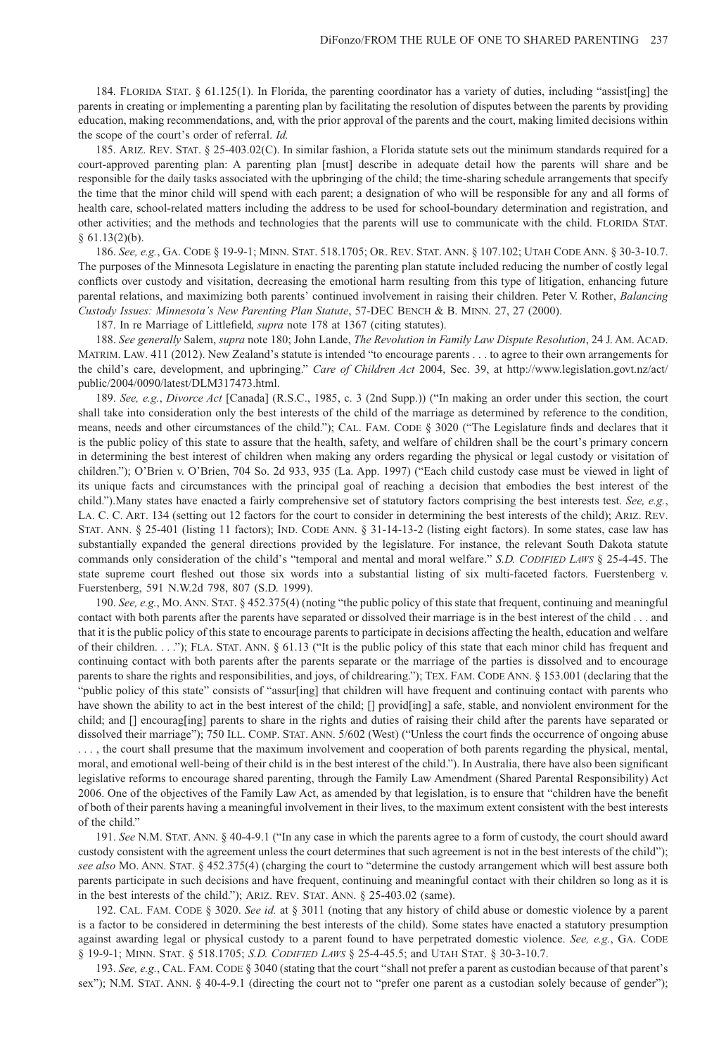184. Florida Stat. § 61.125(1). In Florida, the parenting coordinator has a variety of duties, including "assist[ing] the parents in creating or implementing a parenting plan by facilitating the resolution of disputes between the parents by providing education, making recommendations, and, with the prior approval of the parents and the court, making limited decisions within the scope of the court's order of referral. *Id.*

185. Ariz. Rev. Stat. § 25-403.02(C). In similar fashion, a Florida statute sets out the minimum standards required for a court-approved parenting plan: A parenting plan [must] describe in adequate detail how the parents will share and be responsible for the daily tasks associated with the upbringing of the child; the time-sharing schedule arrangements that specify the time that the minor child will spend with each parent; a designation of who will be responsible for any and all forms of health care, school-related matters including the address to be used for school-boundary determination and registration, and other activities; and the methods and technologies that the parents will use to communicate with the child. Florida Stat. § 61.13(2)(b).

186. *See, e.g.*, Ga. Code § 19-9-1; Minn. Stat. 518.1705; Or. Rev. Stat. Ann. § 107.102; Utah Code Ann. § 30-3-10.7. The purposes of the Minnesota Legislature in enacting the parenting plan statute included reducing the number of costly legal conflicts over custody and visitation, decreasing the emotional harm resulting from this type of litigation, enhancing future parental relations, and maximizing both parents' continued involvement in raising their children. Peter V. Rother, *Balancing Custody Issues: Minnesota's New Parenting Plan Statute*, 57-DEC Bench & B. Minn. 27, 27 (2000).

187. In re Marriage of Littlefield, *supra* note 178 at 1367 (citing statutes).

188. *See generally* Salem, *supra* note 180; John Lande, *The Revolution in Family Law Dispute Resolution*, 24 J. Am. Acad. Matrim. Law. 411 (2012). New Zealand's statute is intended "to encourage parents . . . to agree to their own arrangements for the child's care, development, and upbringing." *Care of Children Act* 2004, Sec. 39, at http://www.legislation.govt.nz/act/public/2004/0090/latest/DLM317473.html.

189. *See, e.g.*, *Divorce Act* [Canada] (R.S.C., 1985, c. 3 (2nd Supp.)) ("In making an order under this section, the court shall take into consideration only the best interests of the child of the marriage as determined by reference to the condition, means, needs and other circumstances of the child."); Cal. Fam. Code § 3020 ("The Legislature finds and declares that it is the public policy of this state to assure that the health, safety, and welfare of children shall be the court's primary concern in determining the best interest of children when making any orders regarding the physical or legal custody or visitation of children."); O'Brien v. O'Brien, 704 So. 2d 933, 935 (La. App. 1997) ("Each child custody case must be viewed in light of its unique facts and circumstances with the principal goal of reaching a decision that embodies the best interest of the child.").Many states have enacted a fairly comprehensive set of statutory factors comprising the best interests test. *See, e.g.*, La. C. C. Art. 134 (setting out 12 factors for the court to consider in determining the best interests of the child); Ariz. Rev. Stat. Ann. § 25-401 (listing 11 factors); Ind. Code Ann. § 31-14-13-2 (listing eight factors). In some states, case law has substantially expanded the general directions provided by the legislature. For instance, the relevant South Dakota statute commands only consideration of the child's "temporal and mental and moral welfare." *S.D. Codified Laws* § 25-4-45. The state supreme court fleshed out those six words into a substantial listing of six multi-faceted factors. Fuerstenberg v. Fuerstenberg, 591 N.W.2d 798, 807 (S.D. 1999).

190. *See, e.g.*, Mo. Ann. Stat. § 452.375(4) (noting "the public policy of this state that frequent, continuing and meaningful contact with both parents after the parents have separated or dissolved their marriage is in the best interest of the child . . . and that it is the public policy of this state to encourage parents to participate in decisions affecting the health, education and welfare of their children. . . ."); Fla. Stat. Ann. § 61.13 ("It is the public policy of this state that each minor child has frequent and continuing contact with both parents after the parents separate or the marriage of the parties is dissolved and to encourage parents to share the rights and responsibilities, and joys, of childrearing."); Tex. Fam. Code Ann. § 153.001 (declaring that the "public policy of this state" consists of "assur[ing] that children will have frequent and continuing contact with parents who have shown the ability to act in the best interest of the child; [] provid[ing] a safe, stable, and nonviolent environment for the child; and [] encourag[ing] parents to share in the rights and duties of raising their child after the parents have separated or dissolved their marriage"); 750 Ill. Comp. Stat. Ann. 5/602 (West) ("Unless the court finds the occurrence of ongoing abuse . . . , the court shall presume that the maximum involvement and cooperation of both parents regarding the physical, mental, moral, and emotional well-being of their child is in the best interest of the child."). In Australia, there have also been significant legislative reforms to encourage shared parenting, through the Family Law Amendment (Shared Parental Responsibility) Act 2006. One of the objectives of the Family Law Act, as amended by that legislation, is to ensure that "children have the benefit of both of their parents having a meaningful involvement in their lives, to the maximum extent consistent with the best interests of the child."

191. *See* N.M. Stat. Ann. § 40-4-9.1 ("In any case in which the parents agree to a form of custody, the court should award custody consistent with the agreement unless the court determines that such agreement is not in the best interests of the child"); *see also* Mo. Ann. Stat. § 452.375(4) (charging the court to "determine the custody arrangement which will best assure both parents participate in such decisions and have frequent, continuing and meaningful contact with their children so long as it is in the best interests of the child."); Ariz. Rev. Stat. Ann. § 25-403.02 (same).

192. Cal. Fam. Code § 3020. *See id.* at § 3011 (noting that any history of child abuse or domestic violence by a parent is a factor to be considered in determining the best interests of the child). Some states have enacted a statutory presumption against awarding legal or physical custody to a parent found to have perpetrated domestic violence. *See, e.g.*, Ga. Code § 19-9-1; Minn. Stat. § 518.1705; *S.D. Codified Laws* § 25-4-45.5; and Utah Stat. § 30-3-10.7.

193. *See, e.g.*, Cal. Fam. Code § 3040 (stating that the court "shall not prefer a parent as custodian because of that parent's sex"); N.M. Stat. Ann. § 40-4-9.1 (directing the court not to "prefer one parent as a custodian solely because of gender");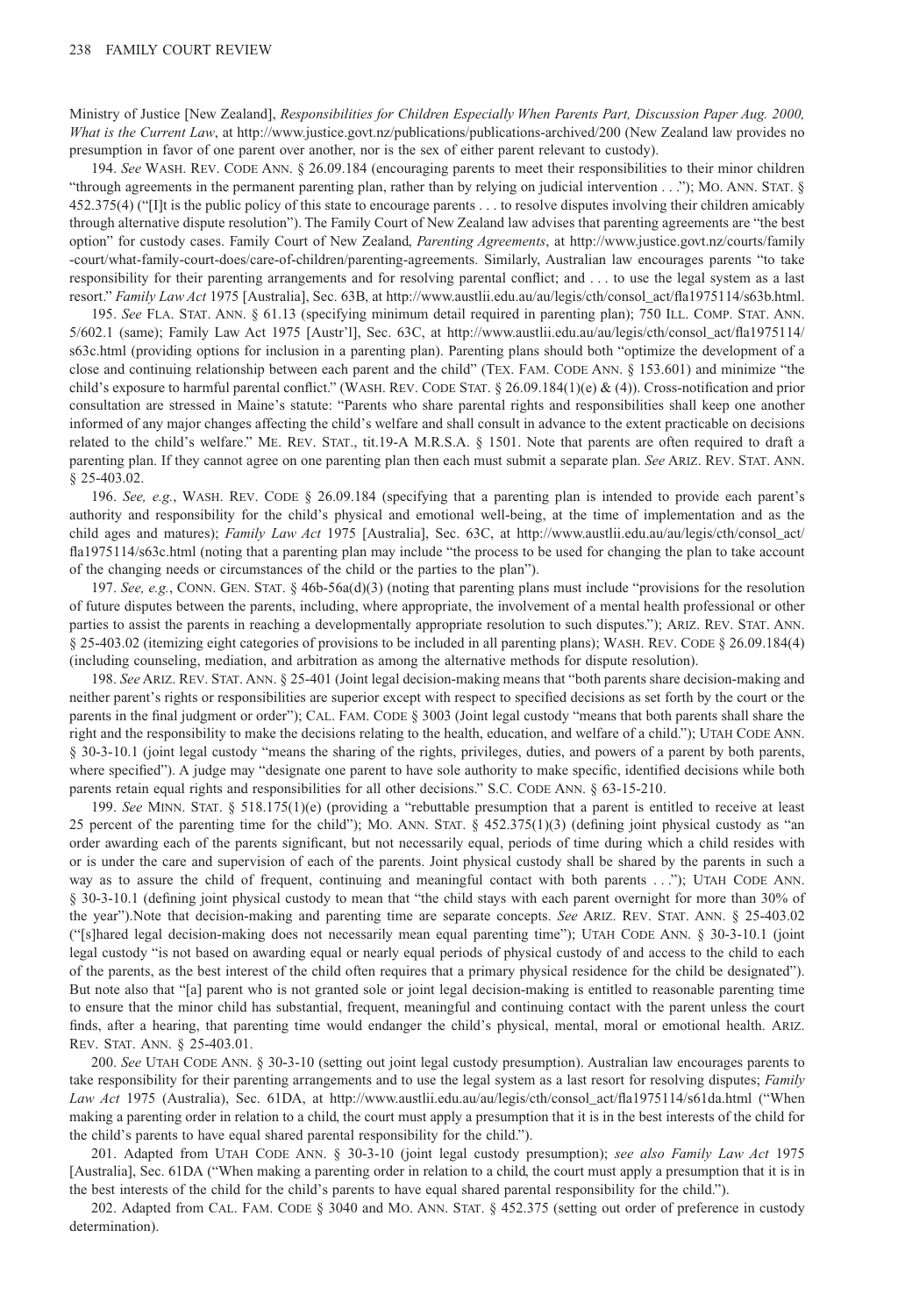Ministry of Justice [New Zealand], *Responsibilities for Children Especially When Parents Part, Discussion Paper Aug. 2000, What is the Current Law*, at http://www.justice.govt.nz/publications/publications-archived/200 (New Zealand law provides no presumption in favor of one parent over another, nor is the sex of either parent relevant to custody).

194. *See* WASH. REV. CODE ANN. § 26.09.184 (encouraging parents to meet their responsibilities to their minor children "through agreements in the permanent parenting plan, rather than by relying on judicial intervention . . ."); MO. ANN. STAT. § 452.375(4) ("[I]t is the public policy of this state to encourage parents . . . to resolve disputes involving their children amicably through alternative dispute resolution"). The Family Court of New Zealand law advises that parenting agreements are "the best option" for custody cases. Family Court of New Zealand, *Parenting Agreements*, at http://www.justice.govt.nz/courts/family-court/what-family-court-does/care-of-children/parenting-agreements. Similarly, Australian law encourages parents "to take responsibility for their parenting arrangements and for resolving parental conflict; and . . . to use the legal system as a last resort." *Family Law Act* 1975 [Australia], Sec. 63B, at http://www.austlii.edu.au/au/legis/cth/consol_act/fla1975114/s63b.html.

195. *See* FLA. STAT. ANN. § 61.13 (specifying minimum detail required in parenting plan); 750 ILL. COMP. STAT. ANN. 5/602.1 (same); Family Law Act 1975 [Austr'l], Sec. 63C, at http://www.austlii.edu.au/au/legis/cth/consol_act/fla1975114/s63c.html (providing options for inclusion in a parenting plan). Parenting plans should both "optimize the development of a close and continuing relationship between each parent and the child" (TEX. FAM. CODE ANN. § 153.601) and minimize "the child's exposure to harmful parental conflict." (WASH. REV. CODE STAT. § 26.09.184(1)(e) & (4)). Cross-notification and prior consultation are stressed in Maine's statute: "Parents who share parental rights and responsibilities shall keep one another informed of any major changes affecting the child's welfare and shall consult in advance to the extent practicable on decisions related to the child's welfare." ME. REV. STAT., tit.19-A M.R.S.A. § 1501. Note that parents are often required to draft a parenting plan. If they cannot agree on one parenting plan then each must submit a separate plan. *See* ARIZ. REV. STAT. ANN. § 25-403.02.

196. *See, e.g.*, WASH. REV. CODE § 26.09.184 (specifying that a parenting plan is intended to provide each parent's authority and responsibility for the child's physical and emotional well-being, at the time of implementation and as the child ages and matures); *Family Law Act* 1975 [Australia], Sec. 63C, at http://www.austlii.edu.au/au/legis/cth/consol_act/fla1975114/s63c.html (noting that a parenting plan may include "the process to be used for changing the plan to take account of the changing needs or circumstances of the child or the parties to the plan").

197. *See, e.g.*, CONN. GEN. STAT. § 46b-56a(d)(3) (noting that parenting plans must include "provisions for the resolution of future disputes between the parents, including, where appropriate, the involvement of a mental health professional or other parties to assist the parents in reaching a developmentally appropriate resolution to such disputes."); ARIZ. REV. STAT. ANN. § 25-403.02 (itemizing eight categories of provisions to be included in all parenting plans); WASH. REV. CODE § 26.09.184(4) (including counseling, mediation, and arbitration as among the alternative methods for dispute resolution).

198. *See* ARIZ. REV. STAT. ANN. § 25-401 (Joint legal decision-making means that "both parents share decision-making and neither parent's rights or responsibilities are superior except with respect to specified decisions as set forth by the court or the parents in the final judgment or order"); CAL. FAM. CODE § 3003 (Joint legal custody "means that both parents shall share the right and the responsibility to make the decisions relating to the health, education, and welfare of a child."); UTAH CODE ANN. § 30-3-10.1 (joint legal custody "means the sharing of the rights, privileges, duties, and powers of a parent by both parents, where specified"). A judge may "designate one parent to have sole authority to make specific, identified decisions while both parents retain equal rights and responsibilities for all other decisions." S.C. CODE ANN. § 63-15-210.

199. *See* MINN. STAT. § 518.175(1)(e) (providing a "rebuttable presumption that a parent is entitled to receive at least 25 percent of the parenting time for the child"); MO. ANN. STAT. § 452.375(1)(3) (defining joint physical custody as "an order awarding each of the parents significant, but not necessarily equal, periods of time during which a child resides with or is under the care and supervision of each of the parents. Joint physical custody shall be shared by the parents in such a way as to assure the child of frequent, continuing and meaningful contact with both parents . . ."); UTAH CODE ANN. § 30-3-10.1 (defining joint physical custody to mean that "the child stays with each parent overnight for more than 30% of the year").Note that decision-making and parenting time are separate concepts. *See* ARIZ. REV. STAT. ANN. § 25-403.02 ("[s]hared legal decision-making does not necessarily mean equal parenting time"); UTAH CODE ANN. § 30-3-10.1 (joint legal custody "is not based on awarding equal or nearly equal periods of physical custody of and access to the child to each of the parents, as the best interest of the child often requires that a primary physical residence for the child be designated"). But note also that "[a] parent who is not granted sole or joint legal decision-making is entitled to reasonable parenting time to ensure that the minor child has substantial, frequent, meaningful and continuing contact with the parent unless the court finds, after a hearing, that parenting time would endanger the child's physical, mental, moral or emotional health. ARIZ. REV. STAT. ANN. § 25-403.01.

200. *See* UTAH CODE ANN. § 30-3-10 (setting out joint legal custody presumption). Australian law encourages parents to take responsibility for their parenting arrangements and to use the legal system as a last resort for resolving disputes; *Family Law Act* 1975 (Australia), Sec. 61DA, at http://www.austlii.edu.au/au/legis/cth/consol_act/fla1975114/s61da.html ("When making a parenting order in relation to a child, the court must apply a presumption that it is in the best interests of the child for the child's parents to have equal shared parental responsibility for the child.").

201. Adapted from UTAH CODE ANN. § 30-3-10 (joint legal custody presumption); *see also Family Law Act* 1975 [Australia], Sec. 61DA ("When making a parenting order in relation to a child, the court must apply a presumption that it is in the best interests of the child for the child's parents to have equal shared parental responsibility for the child.").

202. Adapted from CAL. FAM. CODE § 3040 and MO. ANN. STAT. § 452.375 (setting out order of preference in custody determination).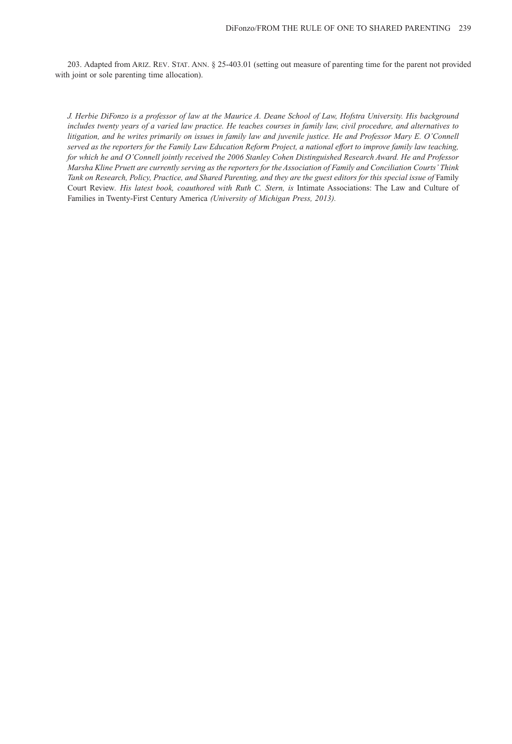203. Adapted from ARIZ. REV. STAT. ANN. § 25-403.01 (setting out measure of parenting time for the parent not provided with joint or sole parenting time allocation).

*J. Herbie DiFonzo is a professor of law at the Maurice A. Deane School of Law, Hofstra University. His background includes twenty years of a varied law practice. He teaches courses in family law, civil procedure, and alternatives to litigation, and he writes primarily on issues in family law and juvenile justice. He and Professor Mary E. O'Connell served as the reporters for the Family Law Education Reform Project, a national effort to improve family law teaching, for which he and O'Connell jointly received the 2006 Stanley Cohen Distinguished Research Award. He and Professor Marsha Kline Pruett are currently serving as the reporters for the Association of Family and Conciliation Courts' Think Tank on Research, Policy, Practice, and Shared Parenting, and they are the guest editors for this special issue of* Family Court Review. *His latest book, coauthored with Ruth C. Stern, is* Intimate Associations: The Law and Culture of Families in Twenty-First Century America *(University of Michigan Press, 2013).*